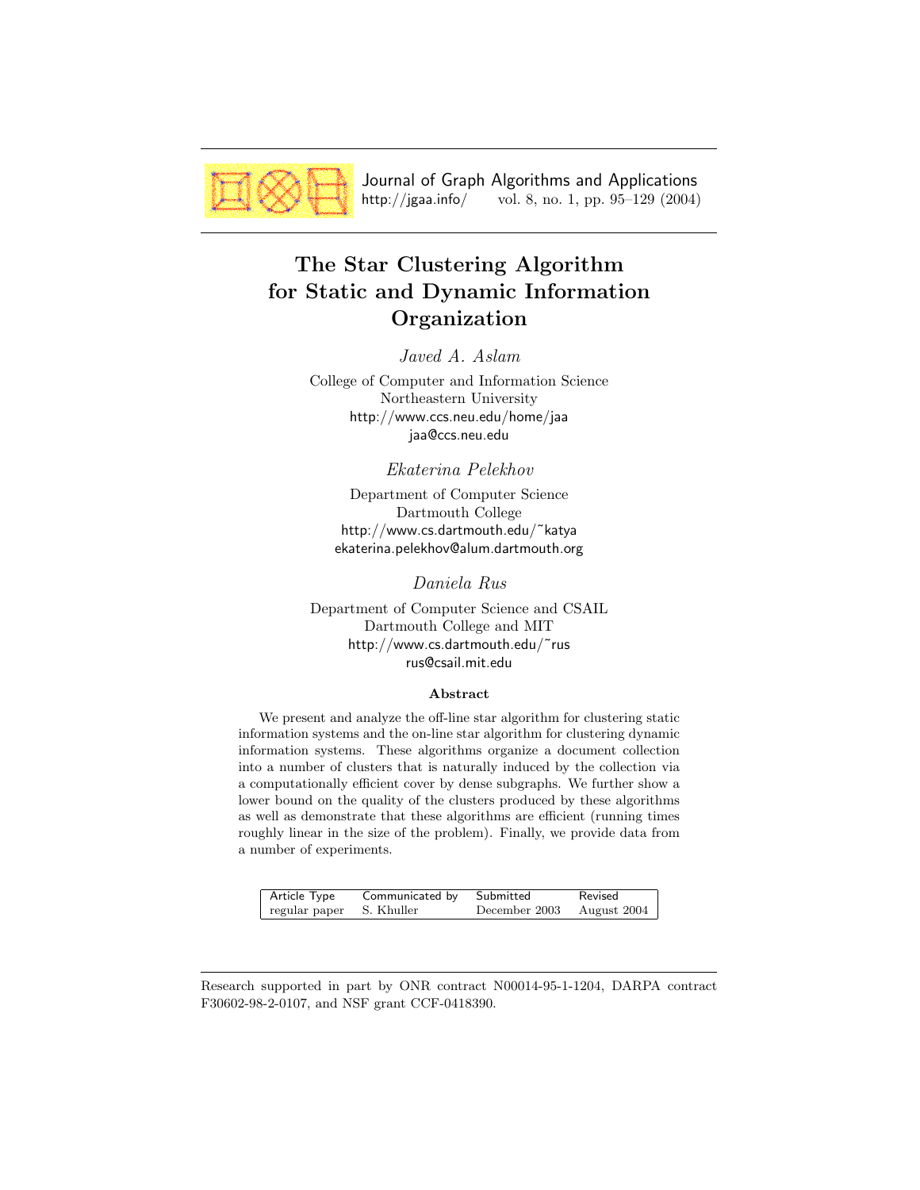# The Star Clustering Algorithm for Static and Dynamic Information Organization

*Javed A. Aslam*

College of Computer and Information Science
Northeastern University
http://www.ccs.neu.edu/home/jaa
jaa@ccs.neu.edu

*Ekaterina Pelekhov*

Department of Computer Science
Dartmouth College
http://www.cs.dartmouth.edu/~katya
ekaterina.pelekhov@alum.dartmouth.org

*Daniela Rus*

Department of Computer Science and CSAIL
Dartmouth College and MIT
http://www.cs.dartmouth.edu/~rus
rus@csail.mit.edu

### Abstract

We present and analyze the off-line star algorithm for clustering static information systems and the on-line star algorithm for clustering dynamic information systems. These algorithms organize a document collection into a number of clusters that is naturally induced by the collection via a computationally efficient cover by dense subgraphs. We further show a lower bound on the quality of the clusters produced by these algorithms as well as demonstrate that these algorithms are efficient (running times roughly linear in the size of the problem). Finally, we provide data from a number of experiments.

| Article Type | Communicated by | Submitted | Revised |
|---|---|---|---|
| regular paper | S. Khuller | December 2003 | August 2004 |

Research supported in part by ONR contract N00014-95-1-1204, DARPA contract F30602-98-2-0107, and NSF grant CCF-0418390.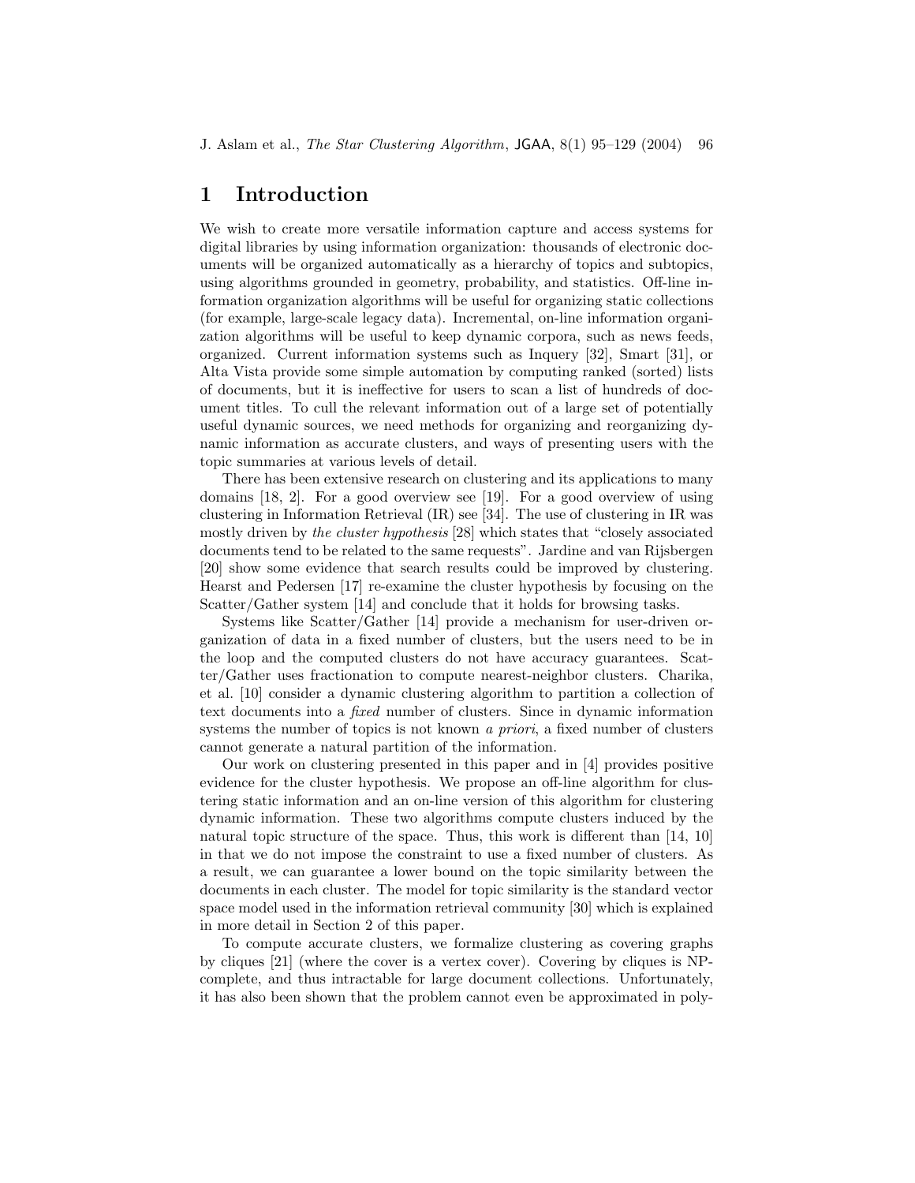# 1 Introduction

We wish to create more versatile information capture and access systems for digital libraries by using information organization: thousands of electronic documents will be organized automatically as a hierarchy of topics and subtopics, using algorithms grounded in geometry, probability, and statistics. Off-line information organization algorithms will be useful for organizing static collections (for example, large-scale legacy data). Incremental, on-line information organization algorithms will be useful to keep dynamic corpora, such as news feeds, organized. Current information systems such as Inquery [32], Smart [31], or Alta Vista provide some simple automation by computing ranked (sorted) lists of documents, but it is ineffective for users to scan a list of hundreds of document titles. To cull the relevant information out of a large set of potentially useful dynamic sources, we need methods for organizing and reorganizing dynamic information as accurate clusters, and ways of presenting users with the topic summaries at various levels of detail.

There has been extensive research on clustering and its applications to many domains [18, 2]. For a good overview see [19]. For a good overview of using clustering in Information Retrieval (IR) see [34]. The use of clustering in IR was mostly driven by *the cluster hypothesis* [28] which states that "closely associated documents tend to be related to the same requests". Jardine and van Rijsbergen [20] show some evidence that search results could be improved by clustering. Hearst and Pedersen [17] re-examine the cluster hypothesis by focusing on the Scatter/Gather system [14] and conclude that it holds for browsing tasks.

Systems like Scatter/Gather [14] provide a mechanism for user-driven organization of data in a fixed number of clusters, but the users need to be in the loop and the computed clusters do not have accuracy guarantees. Scatter/Gather uses fractionation to compute nearest-neighbor clusters. Charika, et al. [10] consider a dynamic clustering algorithm to partition a collection of text documents into a *fixed* number of clusters. Since in dynamic information systems the number of topics is not known *a priori*, a fixed number of clusters cannot generate a natural partition of the information.

Our work on clustering presented in this paper and in [4] provides positive evidence for the cluster hypothesis. We propose an off-line algorithm for clustering static information and an on-line version of this algorithm for clustering dynamic information. These two algorithms compute clusters induced by the natural topic structure of the space. Thus, this work is different than [14, 10] in that we do not impose the constraint to use a fixed number of clusters. As a result, we can guarantee a lower bound on the topic similarity between the documents in each cluster. The model for topic similarity is the standard vector space model used in the information retrieval community [30] which is explained in more detail in Section 2 of this paper.

To compute accurate clusters, we formalize clustering as covering graphs by cliques [21] (where the cover is a vertex cover). Covering by cliques is NP-complete, and thus intractable for large document collections. Unfortunately, it has also been shown that the problem cannot even be approximated in poly-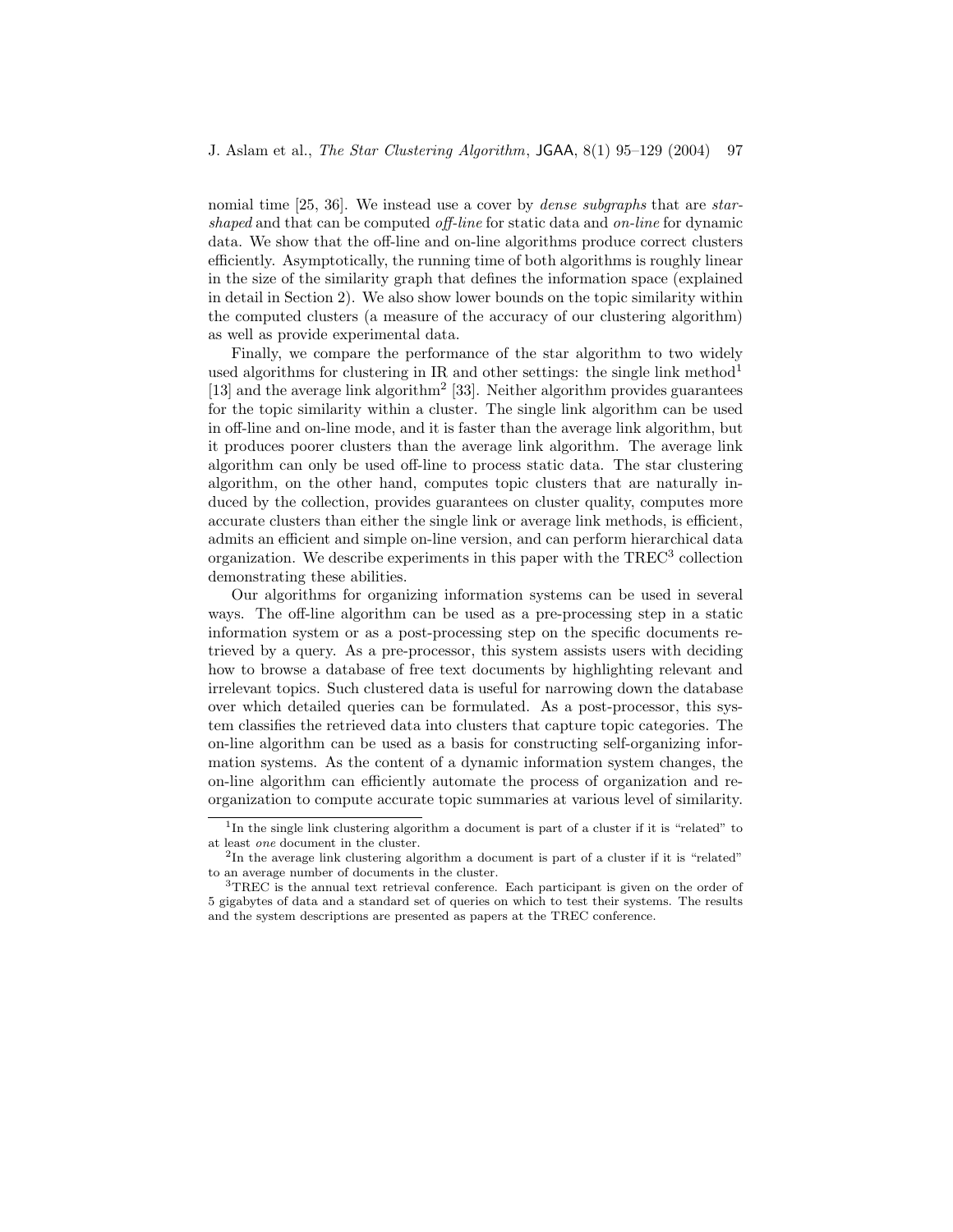nomial time [25, 36]. We instead use a cover by *dense subgraphs* that are *star-shaped* and that can be computed *off-line* for static data and *on-line* for dynamic data. We show that the off-line and on-line algorithms produce correct clusters efficiently. Asymptotically, the running time of both algorithms is roughly linear in the size of the similarity graph that defines the information space (explained in detail in Section 2). We also show lower bounds on the topic similarity within the computed clusters (a measure of the accuracy of our clustering algorithm) as well as provide experimental data.

Finally, we compare the performance of the star algorithm to two widely used algorithms for clustering in IR and other settings: the single link method[1] [13] and the average link algorithm[2] [33]. Neither algorithm provides guarantees for the topic similarity within a cluster. The single link algorithm can be used in off-line and on-line mode, and it is faster than the average link algorithm, but it produces poorer clusters than the average link algorithm. The average link algorithm can only be used off-line to process static data. The star clustering algorithm, on the other hand, computes topic clusters that are naturally induced by the collection, provides guarantees on cluster quality, computes more accurate clusters than either the single link or average link methods, is efficient, admits an efficient and simple on-line version, and can perform hierarchical data organization. We describe experiments in this paper with the TREC[3] collection demonstrating these abilities.

Our algorithms for organizing information systems can be used in several ways. The off-line algorithm can be used as a pre-processing step in a static information system or as a post-processing step on the specific documents retrieved by a query. As a pre-processor, this system assists users with deciding how to browse a database of free text documents by highlighting relevant and irrelevant topics. Such clustered data is useful for narrowing down the database over which detailed queries can be formulated. As a post-processor, this system classifies the retrieved data into clusters that capture topic categories. The on-line algorithm can be used as a basis for constructing self-organizing information systems. As the content of a dynamic information system changes, the on-line algorithm can efficiently automate the process of organization and reorganization to compute accurate topic summaries at various level of similarity.

---

[1] In the single link clustering algorithm a document is part of a cluster if it is "related" to at least *one* document in the cluster.

[2] In the average link clustering algorithm a document is part of a cluster if it is "related" to an average number of documents in the cluster.

[3] TREC is the annual text retrieval conference. Each participant is given on the order of 5 gigabytes of data and a standard set of queries on which to test their systems. The results and the system descriptions are presented as papers at the TREC conference.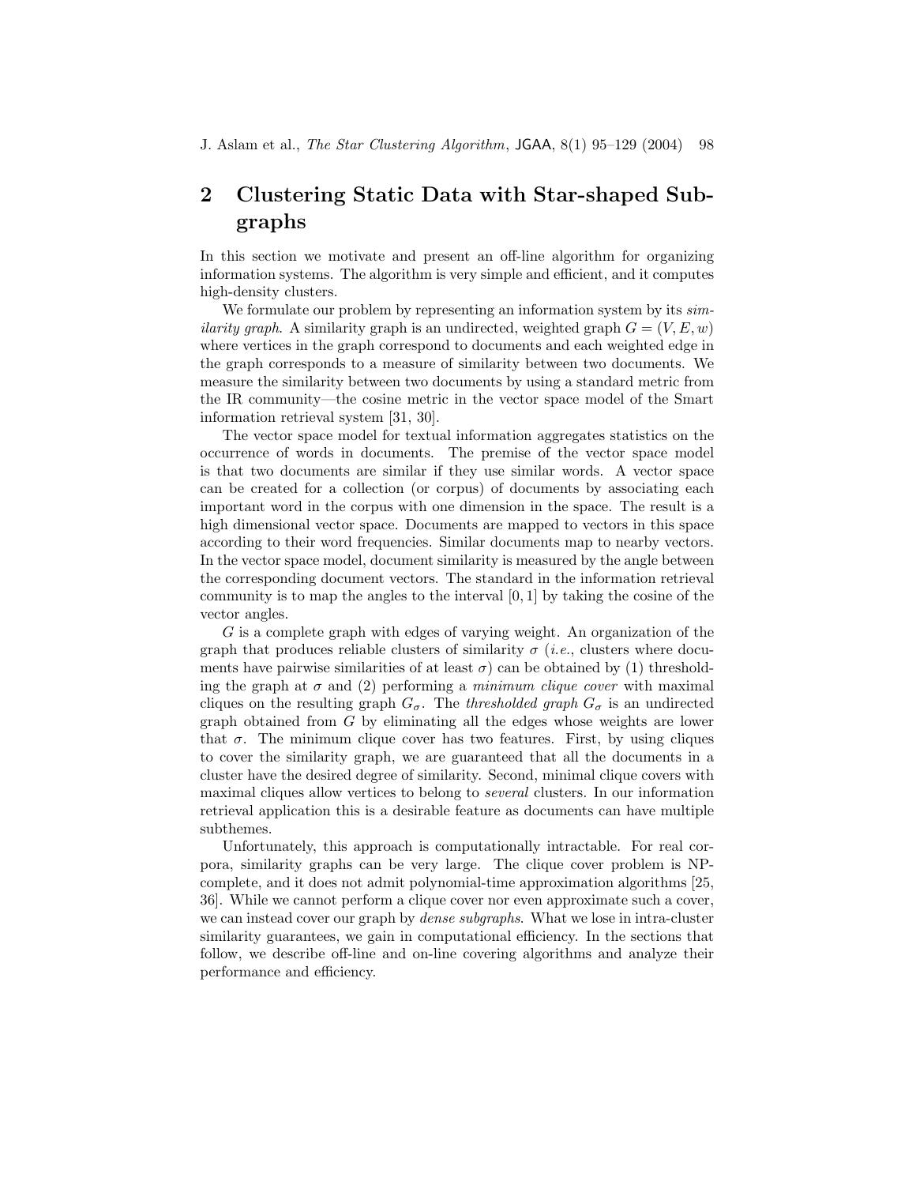## 2 Clustering Static Data with Star-shaped Subgraphs

In this section we motivate and present an off-line algorithm for organizing information systems. The algorithm is very simple and efficient, and it computes high-density clusters.

We formulate our problem by representing an information system by its *similarity graph*. A similarity graph is an undirected, weighted graph $G = (V, E, w)$ where vertices in the graph correspond to documents and each weighted edge in the graph corresponds to a measure of similarity between two documents. We measure the similarity between two documents by using a standard metric from the IR community—the cosine metric in the vector space model of the Smart information retrieval system [31, 30].

The vector space model for textual information aggregates statistics on the occurrence of words in documents. The premise of the vector space model is that two documents are similar if they use similar words. A vector space can be created for a collection (or corpus) of documents by associating each important word in the corpus with one dimension in the space. The result is a high dimensional vector space. Documents are mapped to vectors in this space according to their word frequencies. Similar documents map to nearby vectors. In the vector space model, document similarity is measured by the angle between the corresponding document vectors. The standard in the information retrieval community is to map the angles to the interval $[0, 1]$ by taking the cosine of the vector angles.

$G$ is a complete graph with edges of varying weight. An organization of the graph that produces reliable clusters of similarity $\sigma$ (*i.e.*, clusters where documents have pairwise similarities of at least $\sigma$) can be obtained by (1) thresholding the graph at $\sigma$ and (2) performing a *minimum clique cover* with maximal cliques on the resulting graph $G_\sigma$. The *thresholded graph* $G_\sigma$ is an undirected graph obtained from $G$ by eliminating all the edges whose weights are lower that $\sigma$. The minimum clique cover has two features. First, by using cliques to cover the similarity graph, we are guaranteed that all the documents in a cluster have the desired degree of similarity. Second, minimal clique covers with maximal cliques allow vertices to belong to *several* clusters. In our information retrieval application this is a desirable feature as documents can have multiple subthemes.

Unfortunately, this approach is computationally intractable. For real corpora, similarity graphs can be very large. The clique cover problem is NP-complete, and it does not admit polynomial-time approximation algorithms [25, 36]. While we cannot perform a clique cover nor even approximate such a cover, we can instead cover our graph by *dense subgraphs*. What we lose in intra-cluster similarity guarantees, we gain in computational efficiency. In the sections that follow, we describe off-line and on-line covering algorithms and analyze their performance and efficiency.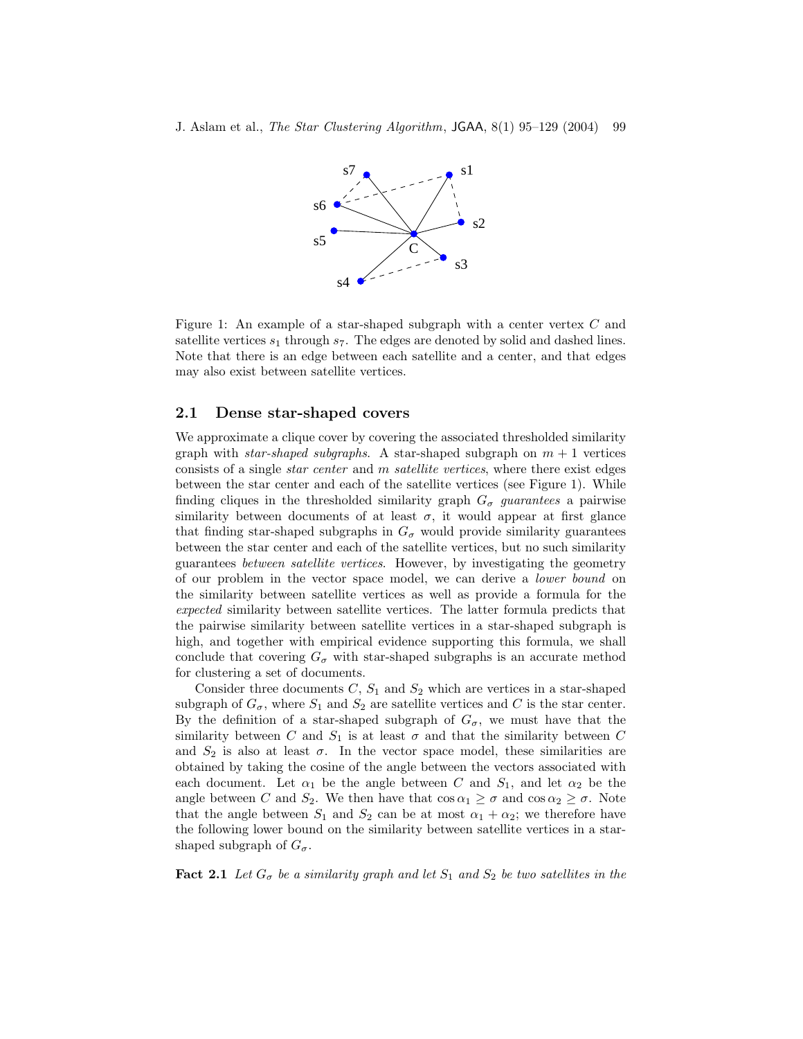Figure 1: An example of a star-shaped subgraph with a center vertex $C$ and satellite vertices $s_1$ through $s_7$. The edges are denoted by solid and dashed lines. Note that there is an edge between each satellite and a center, and that edges may also exist between satellite vertices.

### 2.1 Dense star-shaped covers

We approximate a clique cover by covering the associated thresholded similarity graph with *star-shaped subgraphs*. A star-shaped subgraph on $m + 1$ vertices consists of a single *star center* and $m$ *satellite vertices*, where there exist edges between the star center and each of the satellite vertices (see Figure 1). While finding cliques in the thresholded similarity graph $G_\sigma$ *guarantees* a pairwise similarity between documents of at least $\sigma$, it would appear at first glance that finding star-shaped subgraphs in $G_\sigma$ would provide similarity guarantees between the star center and each of the satellite vertices, but no such similarity guarantees *between satellite vertices*. However, by investigating the geometry of our problem in the vector space model, we can derive a *lower bound* on the similarity between satellite vertices as well as provide a formula for the *expected* similarity between satellite vertices. The latter formula predicts that the pairwise similarity between satellite vertices in a star-shaped subgraph is high, and together with empirical evidence supporting this formula, we shall conclude that covering $G_\sigma$ with star-shaped subgraphs is an accurate method for clustering a set of documents.

Consider three documents $C$, $S_1$ and $S_2$ which are vertices in a star-shaped subgraph of $G_\sigma$, where $S_1$ and $S_2$ are satellite vertices and $C$ is the star center. By the definition of a star-shaped subgraph of $G_\sigma$, we must have that the similarity between $C$ and $S_1$ is at least $\sigma$ and that the similarity between $C$ and $S_2$ is also at least $\sigma$. In the vector space model, these similarities are obtained by taking the cosine of the angle between the vectors associated with each document. Let $\alpha_1$ be the angle between $C$ and $S_1$, and let $\alpha_2$ be the angle between $C$ and $S_2$. We then have that $\cos \alpha_1 \geq \sigma$ and $\cos \alpha_2 \geq \sigma$. Note that the angle between $S_1$ and $S_2$ can be at most $\alpha_1 + \alpha_2$; we therefore have the following lower bound on the similarity between satellite vertices in a star-shaped subgraph of $G_\sigma$.

**Fact 2.1** *Let $G_\sigma$ be a similarity graph and let $S_1$ and $S_2$ be two satellites in the*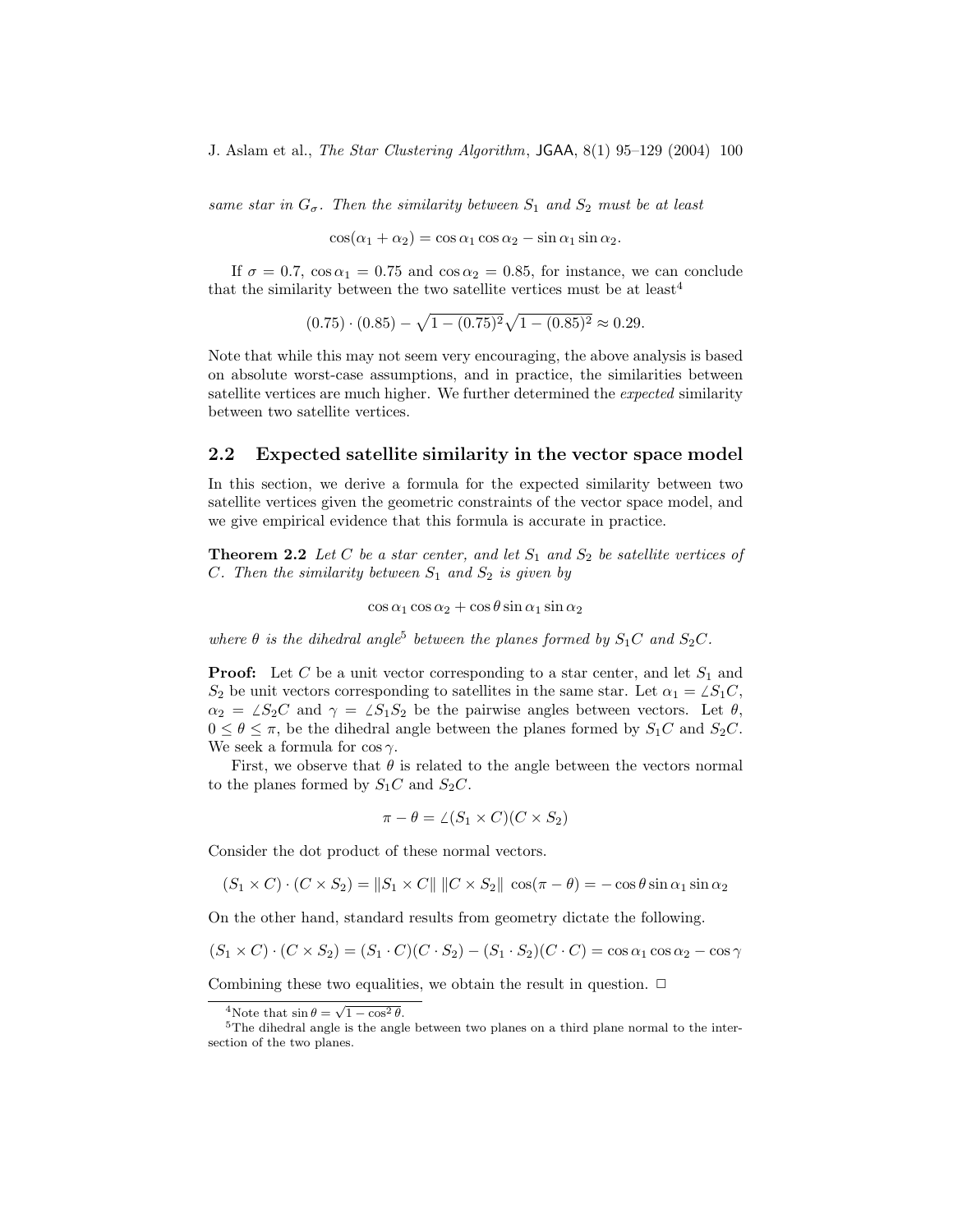*same star in $G_\sigma$. Then the similarity between $S_1$ and $S_2$ must be at least*

$$\cos(\alpha_1 + \alpha_2) = \cos\alpha_1 \cos\alpha_2 - \sin\alpha_1 \sin\alpha_2.$$

If $\sigma = 0.7$, $\cos\alpha_1 = 0.75$ and $\cos\alpha_2 = 0.85$, for instance, we can conclude that the similarity between the two satellite vertices must be at least[4]

$$(0.75) \cdot (0.85) - \sqrt{1 - (0.75)^2}\sqrt{1 - (0.85)^2} \approx 0.29.$$

Note that while this may not seem very encouraging, the above analysis is based on absolute worst-case assumptions, and in practice, the similarities between satellite vertices are much higher. We further determined the *expected* similarity between two satellite vertices.

## 2.2 Expected satellite similarity in the vector space model

In this section, we derive a formula for the expected similarity between two satellite vertices given the geometric constraints of the vector space model, and we give empirical evidence that this formula is accurate in practice.

**Theorem 2.2** *Let $C$ be a star center, and let $S_1$ and $S_2$ be satellite vertices of $C$. Then the similarity between $S_1$ and $S_2$ is given by*

$$\cos\alpha_1 \cos\alpha_2 + \cos\theta \sin\alpha_1 \sin\alpha_2$$

*where $\theta$ is the dihedral angle*[5] *between the planes formed by $S_1C$ and $S_2C$.*

**Proof:** Let $C$ be a unit vector corresponding to a star center, and let $S_1$ and $S_2$ be unit vectors corresponding to satellites in the same star. Let $\alpha_1 = \angle S_1 C$, $\alpha_2 = \angle S_2 C$ and $\gamma = \angle S_1 S_2$ be the pairwise angles between vectors. Let $\theta$, $0 \leq \theta \leq \pi$, be the dihedral angle between the planes formed by $S_1C$ and $S_2C$. We seek a formula for $\cos\gamma$.

First, we observe that $\theta$ is related to the angle between the vectors normal to the planes formed by $S_1C$ and $S_2C$.

$$\pi - \theta = \angle(S_1 \times C)(C \times S_2)$$

Consider the dot product of these normal vectors.

$$(S_1 \times C) \cdot (C \times S_2) = \|S_1 \times C\| \, \|C \times S_2\| \, \cos(\pi - \theta) = -\cos\theta \sin\alpha_1 \sin\alpha_2$$

On the other hand, standard results from geometry dictate the following.

$$(S_1 \times C) \cdot (C \times S_2) = (S_1 \cdot C)(C \cdot S_2) - (S_1 \cdot S_2)(C \cdot C) = \cos\alpha_1 \cos\alpha_2 - \cos\gamma$$

Combining these two equalities, we obtain the result in question. □

[4] Note that $\sin\theta = \sqrt{1 - \cos^2\theta}$.

[5] The dihedral angle is the angle between two planes on a third plane normal to the intersection of the two planes.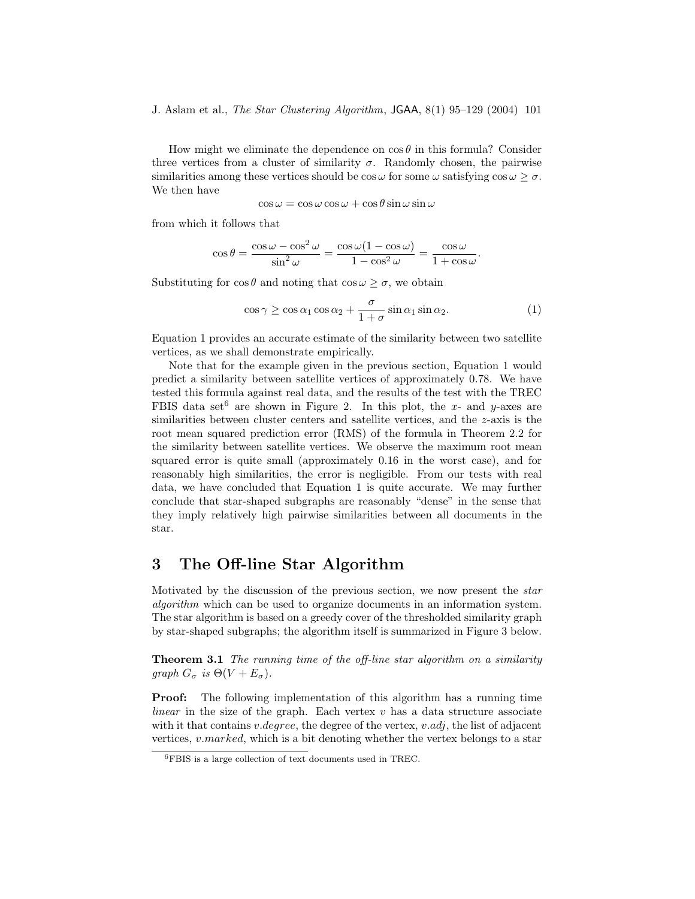How might we eliminate the dependence on $\cos\theta$ in this formula? Consider three vertices from a cluster of similarity $\sigma$. Randomly chosen, the pairwise similarities among these vertices should be $\cos\omega$ for some $\omega$ satisfying $\cos\omega \geq \sigma$. We then have

$$\cos\omega = \cos\omega\cos\omega + \cos\theta\sin\omega\sin\omega$$

from which it follows that

$$\cos\theta = \frac{\cos\omega - \cos^2\omega}{\sin^2\omega} = \frac{\cos\omega(1-\cos\omega)}{1-\cos^2\omega} = \frac{\cos\omega}{1+\cos\omega}.$$

Substituting for $\cos\theta$ and noting that $\cos\omega \geq \sigma$, we obtain

$$\cos\gamma \geq \cos\alpha_1\cos\alpha_2 + \frac{\sigma}{1+\sigma}\sin\alpha_1\sin\alpha_2. \tag{1}$$

Equation 1 provides an accurate estimate of the similarity between two satellite vertices, as we shall demonstrate empirically.

Note that for the example given in the previous section, Equation 1 would predict a similarity between satellite vertices of approximately 0.78. We have tested this formula against real data, and the results of the test with the TREC FBIS data set[6] are shown in Figure 2. In this plot, the $x$- and $y$-axes are similarities between cluster centers and satellite vertices, and the $z$-axis is the root mean squared prediction error (RMS) of the formula in Theorem 2.2 for the similarity between satellite vertices. We observe the maximum root mean squared error is quite small (approximately 0.16 in the worst case), and for reasonably high similarities, the error is negligible. From our tests with real data, we have concluded that Equation 1 is quite accurate. We may further conclude that star-shaped subgraphs are reasonably "dense" in the sense that they imply relatively high pairwise similarities between all documents in the star.

## 3 The Off-line Star Algorithm

Motivated by the discussion of the previous section, we now present the *star algorithm* which can be used to organize documents in an information system. The star algorithm is based on a greedy cover of the thresholded similarity graph by star-shaped subgraphs; the algorithm itself is summarized in Figure 3 below.

**Theorem 3.1** *The running time of the off-line star algorithm on a similarity graph $G_\sigma$ is $\Theta(V + E_\sigma)$.*

**Proof:** The following implementation of this algorithm has a running time *linear* in the size of the graph. Each vertex $v$ has a data structure associate with it that contains *v.degree*, the degree of the vertex, *v.adj*, the list of adjacent vertices, *v.marked*, which is a bit denoting whether the vertex belongs to a star

[6] FBIS is a large collection of text documents used in TREC.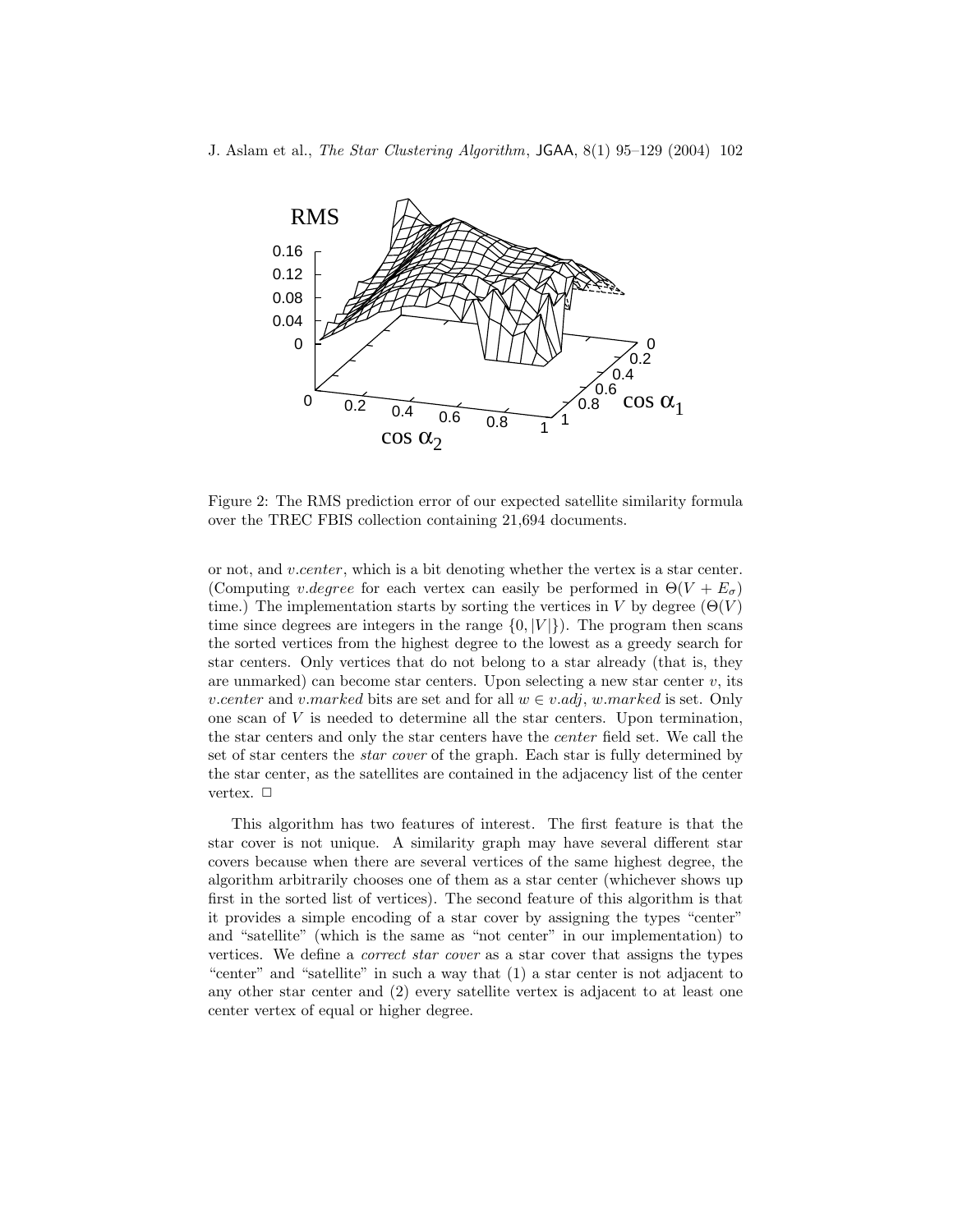Figure 2: The RMS prediction error of our expected satellite similarity formula over the TREC FBIS collection containing 21,694 documents.

or not, and *v.center*, which is a bit denoting whether the vertex is a star center. (Computing *v.degree* for each vertex can easily be performed in $\Theta(V + E_\sigma)$ time.) The implementation starts by sorting the vertices in $V$ by degree ($\Theta(V)$ time since degrees are integers in the range $\{0, |V|\}$). The program then scans the sorted vertices from the highest degree to the lowest as a greedy search for star centers. Only vertices that do not belong to a star already (that is, they are unmarked) can become star centers. Upon selecting a new star center $v$, its *v.center* and *v.marked* bits are set and for all $w \in v.adj$, *w.marked* is set. Only one scan of $V$ is needed to determine all the star centers. Upon termination, the star centers and only the star centers have the *center* field set. We call the set of star centers the *star cover* of the graph. Each star is fully determined by the star center, as the satellites are contained in the adjacency list of the center vertex. □

This algorithm has two features of interest. The first feature is that the star cover is not unique. A similarity graph may have several different star covers because when there are several vertices of the same highest degree, the algorithm arbitrarily chooses one of them as a star center (whichever shows up first in the sorted list of vertices). The second feature of this algorithm is that it provides a simple encoding of a star cover by assigning the types "center" and "satellite" (which is the same as "not center" in our implementation) to vertices. We define a *correct star cover* as a star cover that assigns the types "center" and "satellite" in such a way that (1) a star center is not adjacent to any other star center and (2) every satellite vertex is adjacent to at least one center vertex of equal or higher degree.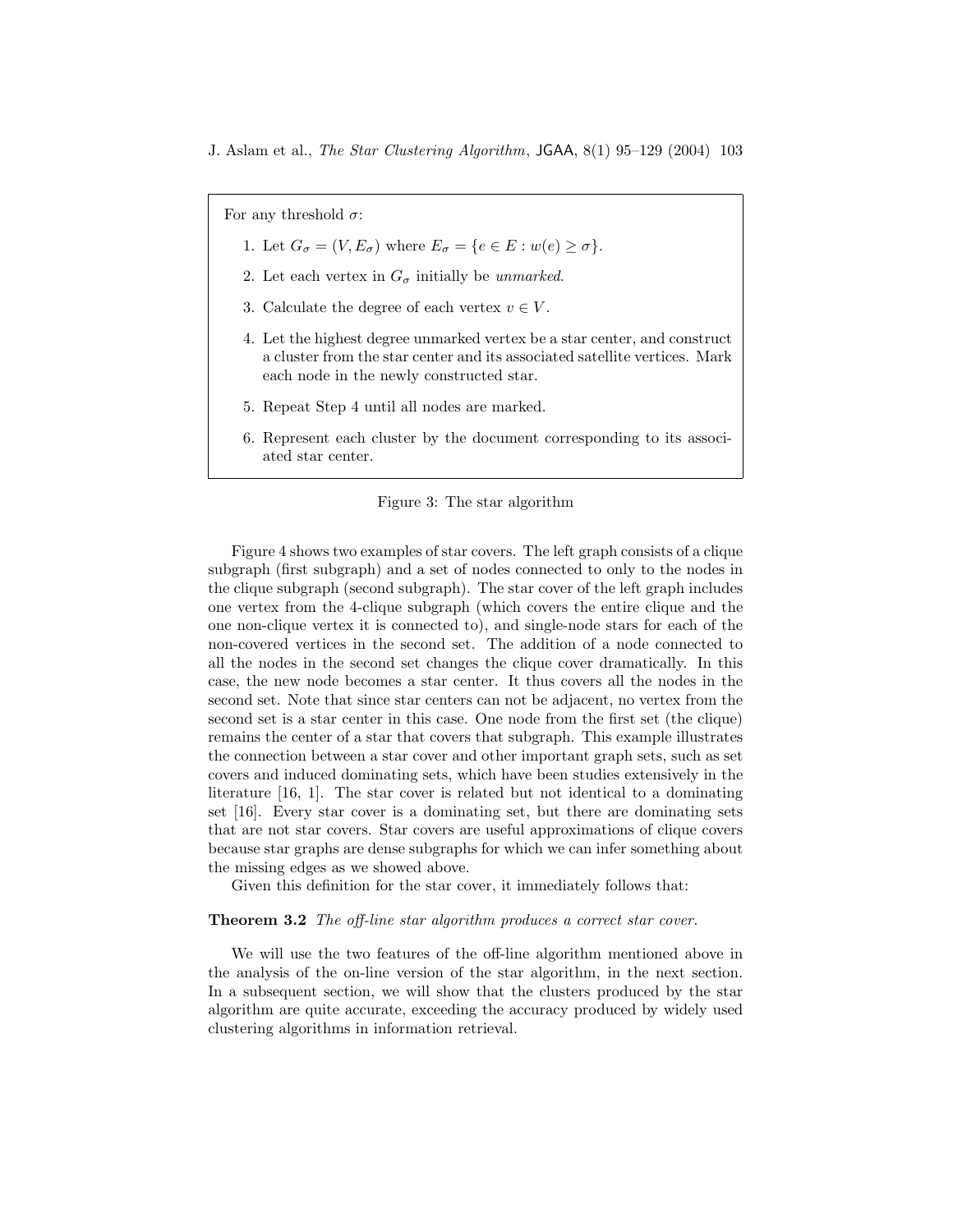For any threshold $\sigma$:

1. Let $G_\sigma = (V, E_\sigma)$ where $E_\sigma = \{e \in E : w(e) \geq \sigma\}$.
2. Let each vertex in $G_\sigma$ initially be *unmarked*.
3. Calculate the degree of each vertex $v \in V$.
4. Let the highest degree unmarked vertex be a star center, and construct a cluster from the star center and its associated satellite vertices. Mark each node in the newly constructed star.
5. Repeat Step 4 until all nodes are marked.
6. Represent each cluster by the document corresponding to its associated star center.

Figure 3: The star algorithm

Figure 4 shows two examples of star covers. The left graph consists of a clique subgraph (first subgraph) and a set of nodes connected to only to the nodes in the clique subgraph (second subgraph). The star cover of the left graph includes one vertex from the 4-clique subgraph (which covers the entire clique and the one non-clique vertex it is connected to), and single-node stars for each of the non-covered vertices in the second set. The addition of a node connected to all the nodes in the second set changes the clique cover dramatically. In this case, the new node becomes a star center. It thus covers all the nodes in the second set. Note that since star centers can not be adjacent, no vertex from the second set is a star center in this case. One node from the first set (the clique) remains the center of a star that covers that subgraph. This example illustrates the connection between a star cover and other important graph sets, such as set covers and induced dominating sets, which have been studies extensively in the literature [16, 1]. The star cover is related but not identical to a dominating set [16]. Every star cover is a dominating set, but there are dominating sets that are not star covers. Star covers are useful approximations of clique covers because star graphs are dense subgraphs for which we can infer something about the missing edges as we showed above.

Given this definition for the star cover, it immediately follows that:

**Theorem 3.2** *The off-line star algorithm produces a correct star cover.*

We will use the two features of the off-line algorithm mentioned above in the analysis of the on-line version of the star algorithm, in the next section. In a subsequent section, we will show that the clusters produced by the star algorithm are quite accurate, exceeding the accuracy produced by widely used clustering algorithms in information retrieval.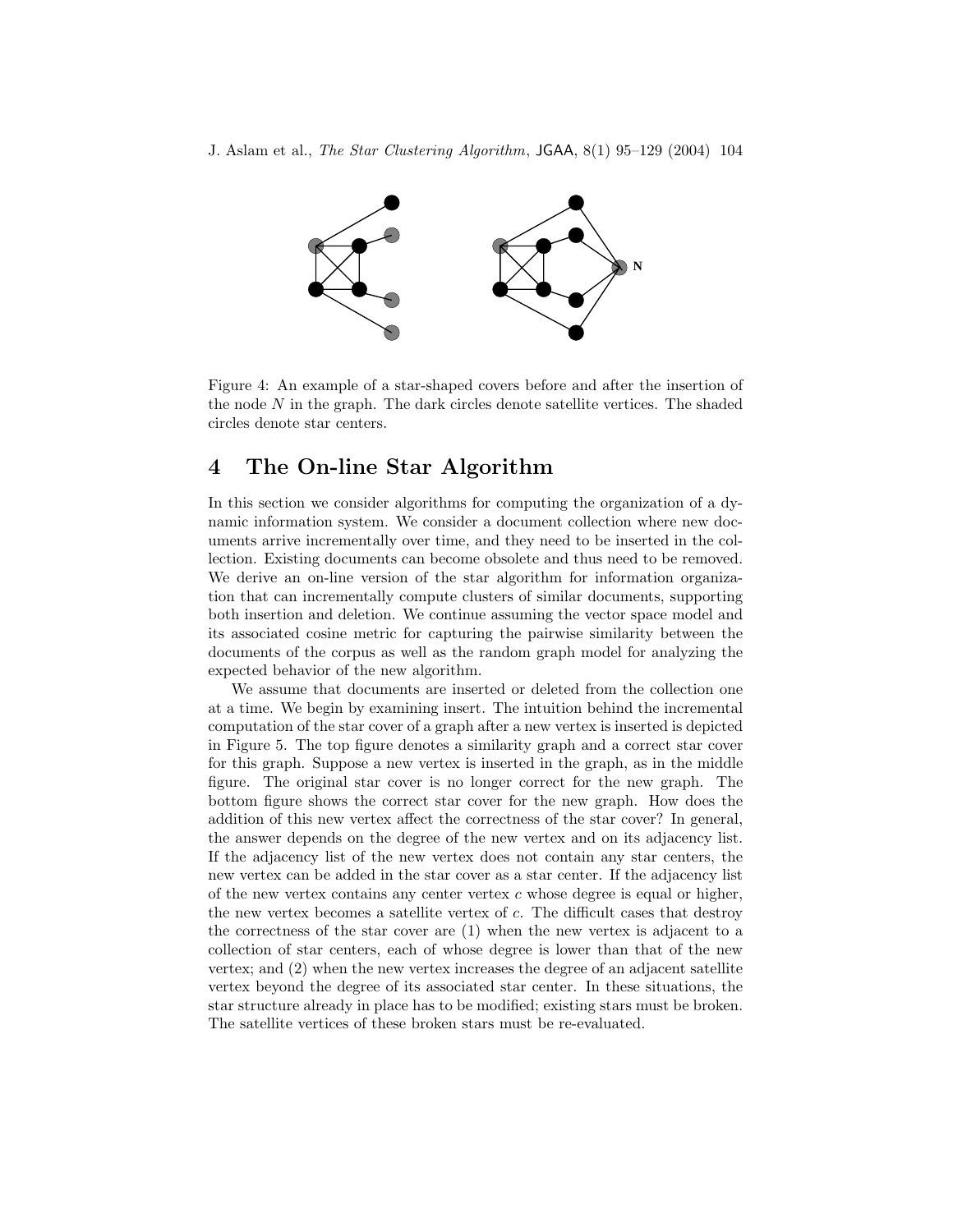Figure 4: An example of a star-shaped covers before and after the insertion of the node $N$ in the graph. The dark circles denote satellite vertices. The shaded circles denote star centers.

# 4 The On-line Star Algorithm

In this section we consider algorithms for computing the organization of a dynamic information system. We consider a document collection where new documents arrive incrementally over time, and they need to be inserted in the collection. Existing documents can become obsolete and thus need to be removed. We derive an on-line version of the star algorithm for information organization that can incrementally compute clusters of similar documents, supporting both insertion and deletion. We continue assuming the vector space model and its associated cosine metric for capturing the pairwise similarity between the documents of the corpus as well as the random graph model for analyzing the expected behavior of the new algorithm.

We assume that documents are inserted or deleted from the collection one at a time. We begin by examining insert. The intuition behind the incremental computation of the star cover of a graph after a new vertex is inserted is depicted in Figure 5. The top figure denotes a similarity graph and a correct star cover for this graph. Suppose a new vertex is inserted in the graph, as in the middle figure. The original star cover is no longer correct for the new graph. The bottom figure shows the correct star cover for the new graph. How does the addition of this new vertex affect the correctness of the star cover? In general, the answer depends on the degree of the new vertex and on its adjacency list. If the adjacency list of the new vertex does not contain any star centers, the new vertex can be added in the star cover as a star center. If the adjacency list of the new vertex contains any center vertex $c$ whose degree is equal or higher, the new vertex becomes a satellite vertex of $c$. The difficult cases that destroy the correctness of the star cover are (1) when the new vertex is adjacent to a collection of star centers, each of whose degree is lower than that of the new vertex; and (2) when the new vertex increases the degree of an adjacent satellite vertex beyond the degree of its associated star center. In these situations, the star structure already in place has to be modified; existing stars must be broken. The satellite vertices of these broken stars must be re-evaluated.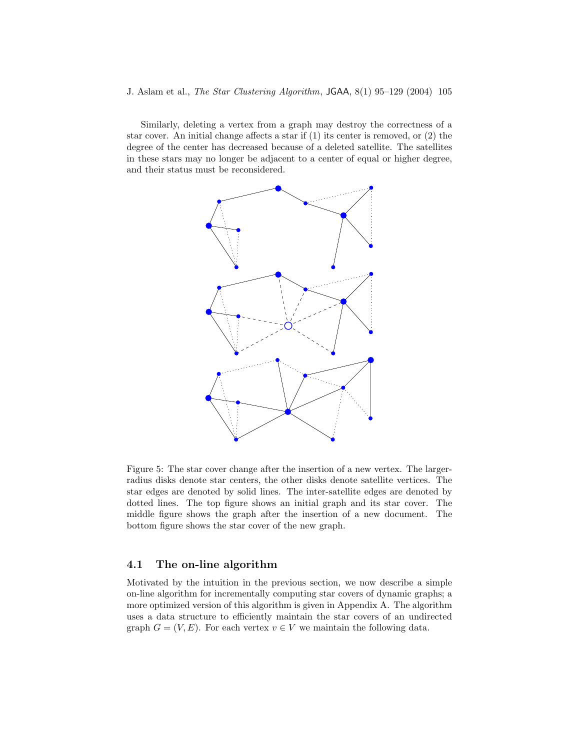Similarly, deleting a vertex from a graph may destroy the correctness of a star cover. An initial change affects a star if (1) its center is removed, or (2) the degree of the center has decreased because of a deleted satellite. The satellites in these stars may no longer be adjacent to a center of equal or higher degree, and their status must be reconsidered.

Figure 5: The star cover change after the insertion of a new vertex. The larger-radius disks denote star centers, the other disks denote satellite vertices. The star edges are denoted by solid lines. The inter-satellite edges are denoted by dotted lines. The top figure shows an initial graph and its star cover. The middle figure shows the graph after the insertion of a new document. The bottom figure shows the star cover of the new graph.

### 4.1 The on-line algorithm

Motivated by the intuition in the previous section, we now describe a simple on-line algorithm for incrementally computing star covers of dynamic graphs; a more optimized version of this algorithm is given in Appendix A. The algorithm uses a data structure to efficiently maintain the star covers of an undirected graph $G = (V, E)$. For each vertex $v \in V$ we maintain the following data.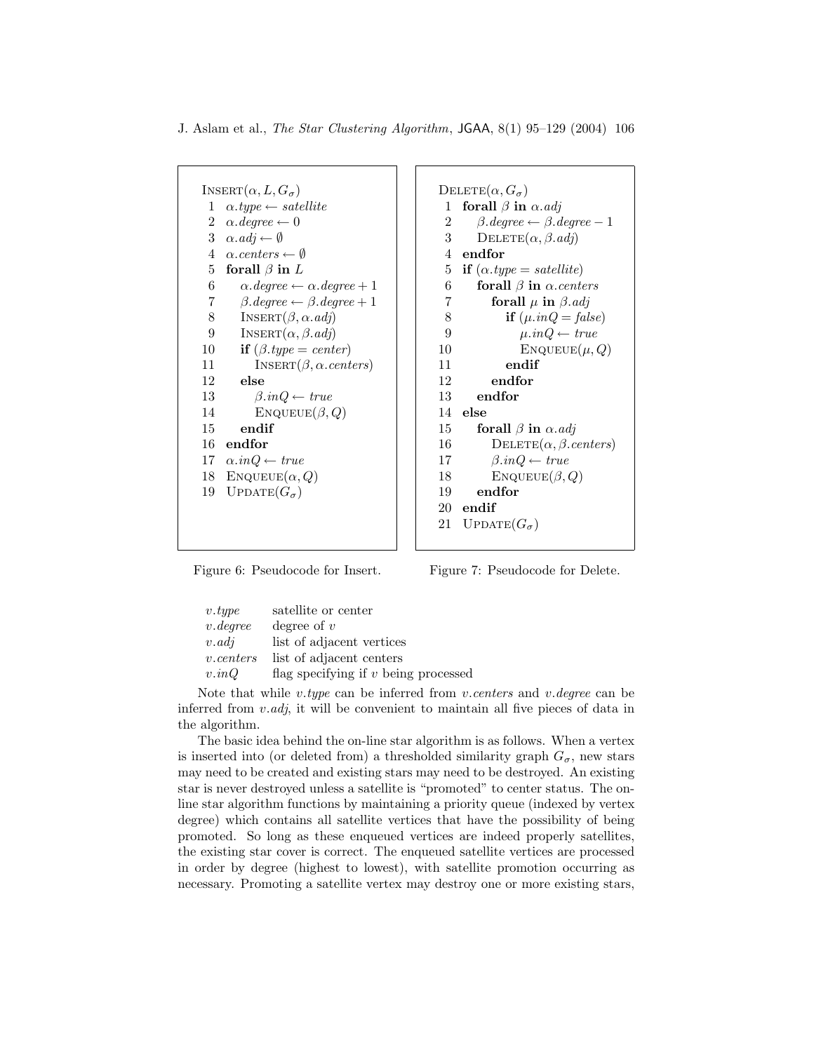```
Insert(α, L, G_σ)
 1  α.type ← satellite
 2  α.degree ← 0
 3  α.adj ← ∅
 4  α.centers ← ∅
 5  forall β in L
 6     α.degree ← α.degree + 1
 7     β.degree ← β.degree + 1
 8     Insert(β, α.adj)
 9     Insert(α, β.adj)
10     if (β.type = center)
11        Insert(β, α.centers)
12     else
13        β.inQ ← true
14        Enqueue(β, Q)
15     endif
16  endfor
17  α.inQ ← true
18  Enqueue(α, Q)
19  Update(G_σ)
```

Figure 6: Pseudocode for Insert.

```
Delete(α, G_σ)
 1  forall β in α.adj
 2     β.degree ← β.degree − 1
 3     Delete(α, β.adj)
 4  endfor
 5  if (α.type = satellite)
 6     forall β in α.centers
 7        forall μ in β.adj
 8           if (μ.inQ = false)
 9              μ.inQ ← true
10              Enqueue(μ, Q)
11           endif
12        endfor
13     endfor
14  else
15     forall β in α.adj
16        Delete(α, β.centers)
17        β.inQ ← true
18        Enqueue(β, Q)
19     endfor
20  endif
21  Update(G_σ)
```

Figure 7: Pseudocode for Delete.

| | |
|---|---|
| *v.type* | satellite or center |
| *v.degree* | degree of $v$ |
| *v.adj* | list of adjacent vertices |
| *v.centers* | list of adjacent centers |
| *v.inQ* | flag specifying if $v$ being processed |

Note that while *v.type* can be inferred from *v.centers* and *v.degree* can be inferred from *v.adj*, it will be convenient to maintain all five pieces of data in the algorithm.

The basic idea behind the on-line star algorithm is as follows. When a vertex is inserted into (or deleted from) a thresholded similarity graph $G_\sigma$, new stars may need to be created and existing stars may need to be destroyed. An existing star is never destroyed unless a satellite is "promoted" to center status. The on-line star algorithm functions by maintaining a priority queue (indexed by vertex degree) which contains all satellite vertices that have the possibility of being promoted. So long as these enqueued vertices are indeed properly satellites, the existing star cover is correct. The enqueued satellite vertices are processed in order by degree (highest to lowest), with satellite promotion occurring as necessary. Promoting a satellite vertex may destroy one or more existing stars,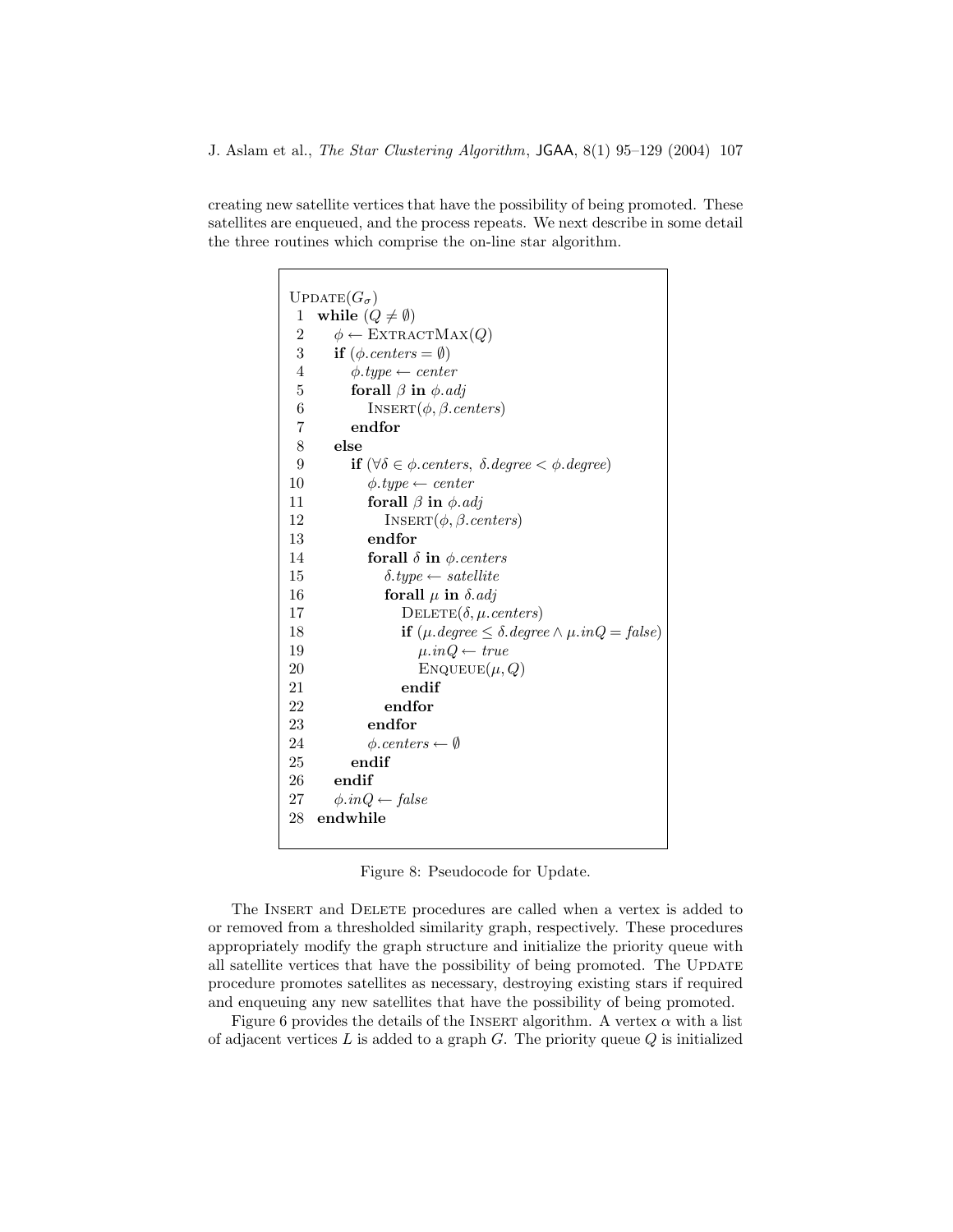creating new satellite vertices that have the possibility of being promoted. These satellites are enqueued, and the process repeats. We next describe in some detail the three routines which comprise the on-line star algorithm.

```
UPDATE(G_σ)
 1  while (Q ≠ ∅)
 2     φ ← EXTRACTMAX(Q)
 3     if (φ.centers = ∅)
 4        φ.type ← center
 5        forall β in φ.adj
 6           INSERT(φ, β.centers)
 7        endfor
 8     else
 9        if (∀δ ∈ φ.centers, δ.degree < φ.degree)
10           φ.type ← center
11           forall β in φ.adj
12              INSERT(φ, β.centers)
13           endfor
14           forall δ in φ.centers
15              δ.type ← satellite
16              forall μ in δ.adj
17                 DELETE(δ, μ.centers)
18                 if (μ.degree ≤ δ.degree ∧ μ.inQ = false)
19                    μ.inQ ← true
20                    ENQUEUE(μ, Q)
21                 endif
22              endfor
23           endfor
24           φ.centers ← ∅
25        endif
26     endif
27     φ.inQ ← false
28  endwhile
```

Figure 8: Pseudocode for Update.

The Insert and Delete procedures are called when a vertex is added to or removed from a thresholded similarity graph, respectively. These procedures appropriately modify the graph structure and initialize the priority queue with all satellite vertices that have the possibility of being promoted. The Update procedure promotes satellites as necessary, destroying existing stars if required and enqueuing any new satellites that have the possibility of being promoted.

Figure 6 provides the details of the Insert algorithm. A vertex $\alpha$ with a list of adjacent vertices $L$ is added to a graph $G$. The priority queue $Q$ is initialized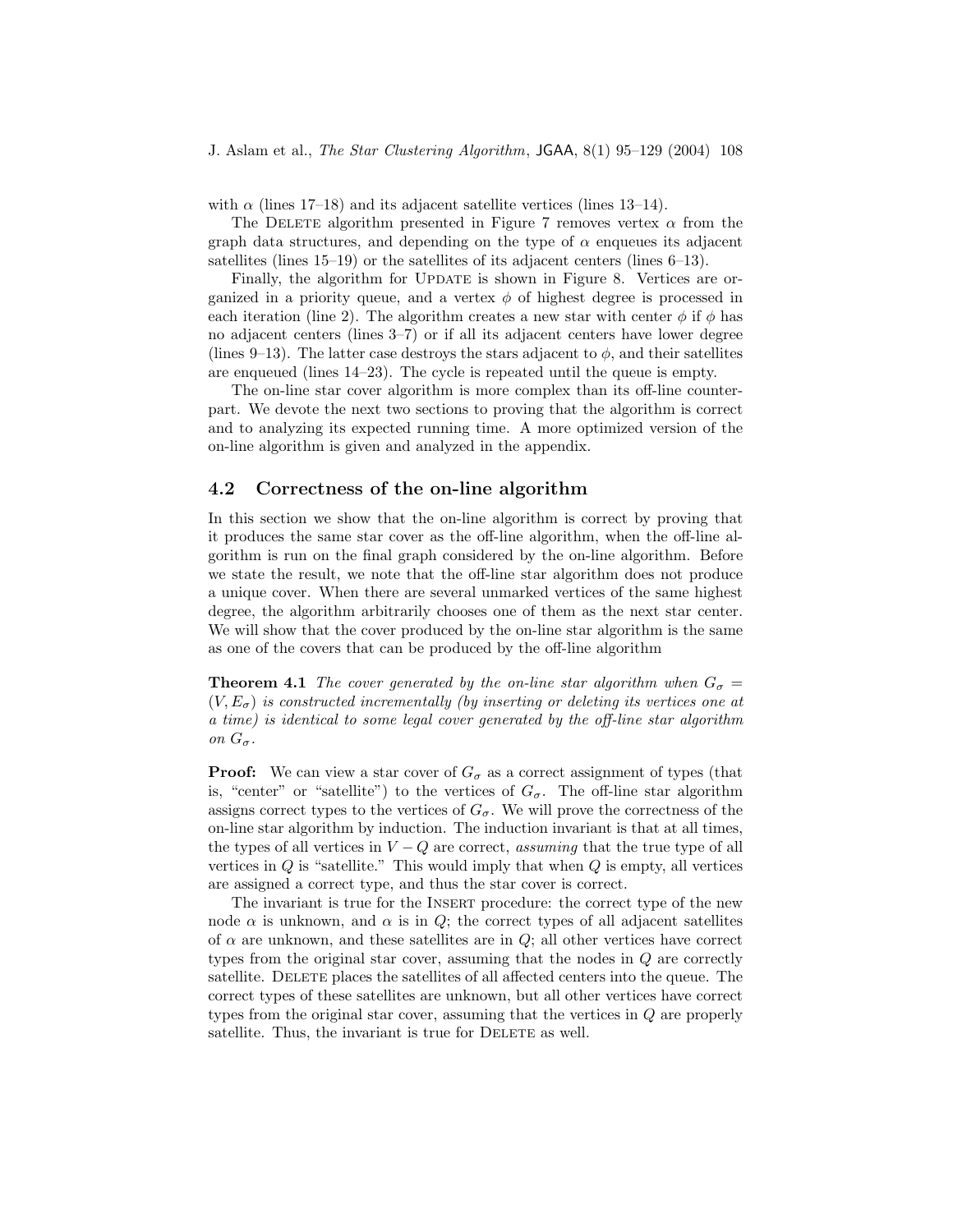with $\alpha$ (lines 17–18) and its adjacent satellite vertices (lines 13–14).

The DELETE algorithm presented in Figure 7 removes vertex $\alpha$ from the graph data structures, and depending on the type of $\alpha$ enqueues its adjacent satellites (lines 15–19) or the satellites of its adjacent centers (lines 6–13).

Finally, the algorithm for UPDATE is shown in Figure 8. Vertices are organized in a priority queue, and a vertex $\phi$ of highest degree is processed in each iteration (line 2). The algorithm creates a new star with center $\phi$ if $\phi$ has no adjacent centers (lines 3–7) or if all its adjacent centers have lower degree (lines 9–13). The latter case destroys the stars adjacent to $\phi$, and their satellites are enqueued (lines 14–23). The cycle is repeated until the queue is empty.

The on-line star cover algorithm is more complex than its off-line counterpart. We devote the next two sections to proving that the algorithm is correct and to analyzing its expected running time. A more optimized version of the on-line algorithm is given and analyzed in the appendix.

## 4.2 Correctness of the on-line algorithm

In this section we show that the on-line algorithm is correct by proving that it produces the same star cover as the off-line algorithm, when the off-line algorithm is run on the final graph considered by the on-line algorithm. Before we state the result, we note that the off-line star algorithm does not produce a unique cover. When there are several unmarked vertices of the same highest degree, the algorithm arbitrarily chooses one of them as the next star center. We will show that the cover produced by the on-line star algorithm is the same as one of the covers that can be produced by the off-line algorithm

**Theorem 4.1** *The cover generated by the on-line star algorithm when $G_\sigma = (V, E_\sigma)$ is constructed incrementally (by inserting or deleting its vertices one at a time) is identical to some legal cover generated by the off-line star algorithm on $G_\sigma$.*

**Proof:** We can view a star cover of $G_\sigma$ as a correct assignment of types (that is, "center" or "satellite") to the vertices of $G_\sigma$. The off-line star algorithm assigns correct types to the vertices of $G_\sigma$. We will prove the correctness of the on-line star algorithm by induction. The induction invariant is that at all times, the types of all vertices in $V - Q$ are correct, *assuming* that the true type of all vertices in $Q$ is "satellite." This would imply that when $Q$ is empty, all vertices are assigned a correct type, and thus the star cover is correct.

The invariant is true for the INSERT procedure: the correct type of the new node $\alpha$ is unknown, and $\alpha$ is in $Q$; the correct types of all adjacent satellites of $\alpha$ are unknown, and these satellites are in $Q$; all other vertices have correct types from the original star cover, assuming that the nodes in $Q$ are correctly satellite. DELETE places the satellites of all affected centers into the queue. The correct types of these satellites are unknown, but all other vertices have correct types from the original star cover, assuming that the vertices in $Q$ are properly satellite. Thus, the invariant is true for DELETE as well.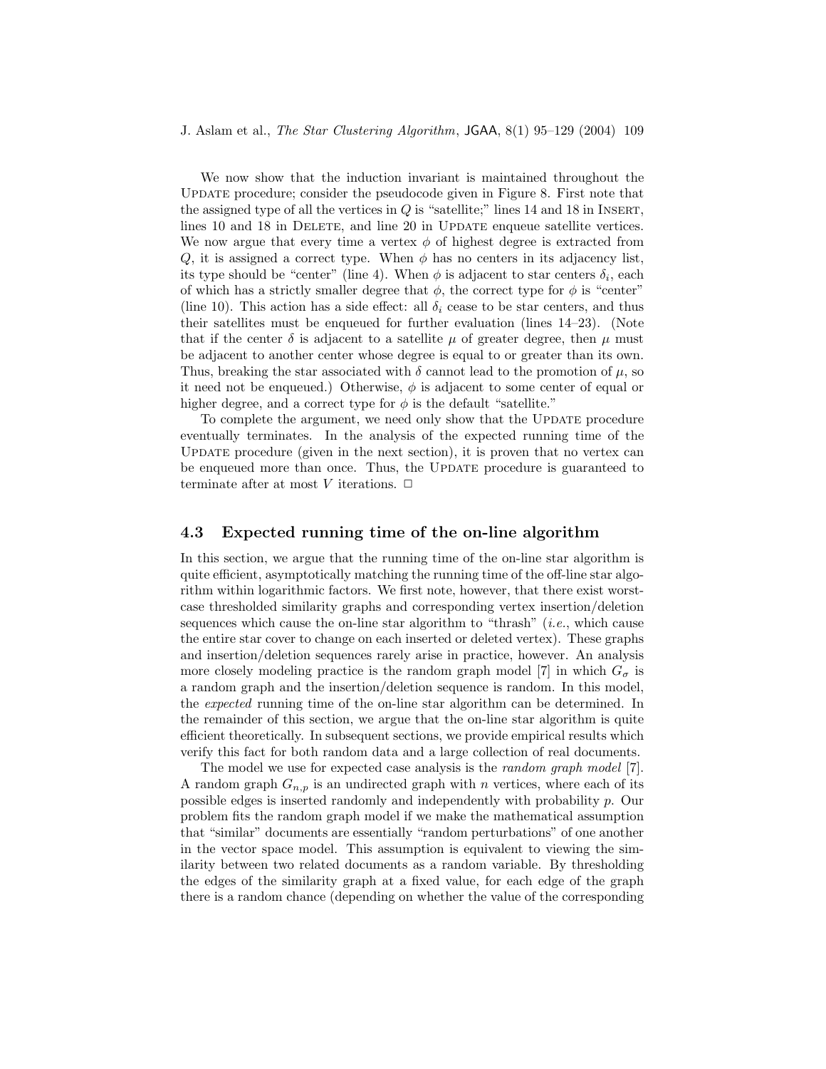We now show that the induction invariant is maintained throughout the Update procedure; consider the pseudocode given in Figure 8. First note that the assigned type of all the vertices in $Q$ is "satellite;" lines 14 and 18 in Insert, lines 10 and 18 in Delete, and line 20 in Update enqueue satellite vertices. We now argue that every time a vertex $\phi$ of highest degree is extracted from $Q$, it is assigned a correct type. When $\phi$ has no centers in its adjacency list, its type should be "center" (line 4). When $\phi$ is adjacent to star centers $\delta_i$, each of which has a strictly smaller degree that $\phi$, the correct type for $\phi$ is "center" (line 10). This action has a side effect: all $\delta_i$ cease to be star centers, and thus their satellites must be enqueued for further evaluation (lines 14–23). (Note that if the center $\delta$ is adjacent to a satellite $\mu$ of greater degree, then $\mu$ must be adjacent to another center whose degree is equal to or greater than its own. Thus, breaking the star associated with $\delta$ cannot lead to the promotion of $\mu$, so it need not be enqueued.) Otherwise, $\phi$ is adjacent to some center of equal or higher degree, and a correct type for $\phi$ is the default "satellite."

To complete the argument, we need only show that the Update procedure eventually terminates. In the analysis of the expected running time of the Update procedure (given in the next section), it is proven that no vertex can be enqueued more than once. Thus, the Update procedure is guaranteed to terminate after at most $V$ iterations. □

### 4.3 Expected running time of the on-line algorithm

In this section, we argue that the running time of the on-line star algorithm is quite efficient, asymptotically matching the running time of the off-line star algorithm within logarithmic factors. We first note, however, that there exist worst-case thresholded similarity graphs and corresponding vertex insertion/deletion sequences which cause the on-line star algorithm to "thrash" (*i.e.*, which cause the entire star cover to change on each inserted or deleted vertex). These graphs and insertion/deletion sequences rarely arise in practice, however. An analysis more closely modeling practice is the random graph model [7] in which $G_\sigma$ is a random graph and the insertion/deletion sequence is random. In this model, the *expected* running time of the on-line star algorithm can be determined. In the remainder of this section, we argue that the on-line star algorithm is quite efficient theoretically. In subsequent sections, we provide empirical results which verify this fact for both random data and a large collection of real documents.

The model we use for expected case analysis is the *random graph model* [7]. A random graph $G_{n,p}$ is an undirected graph with $n$ vertices, where each of its possible edges is inserted randomly and independently with probability $p$. Our problem fits the random graph model if we make the mathematical assumption that "similar" documents are essentially "random perturbations" of one another in the vector space model. This assumption is equivalent to viewing the similarity between two related documents as a random variable. By thresholding the edges of the similarity graph at a fixed value, for each edge of the graph there is a random chance (depending on whether the value of the corresponding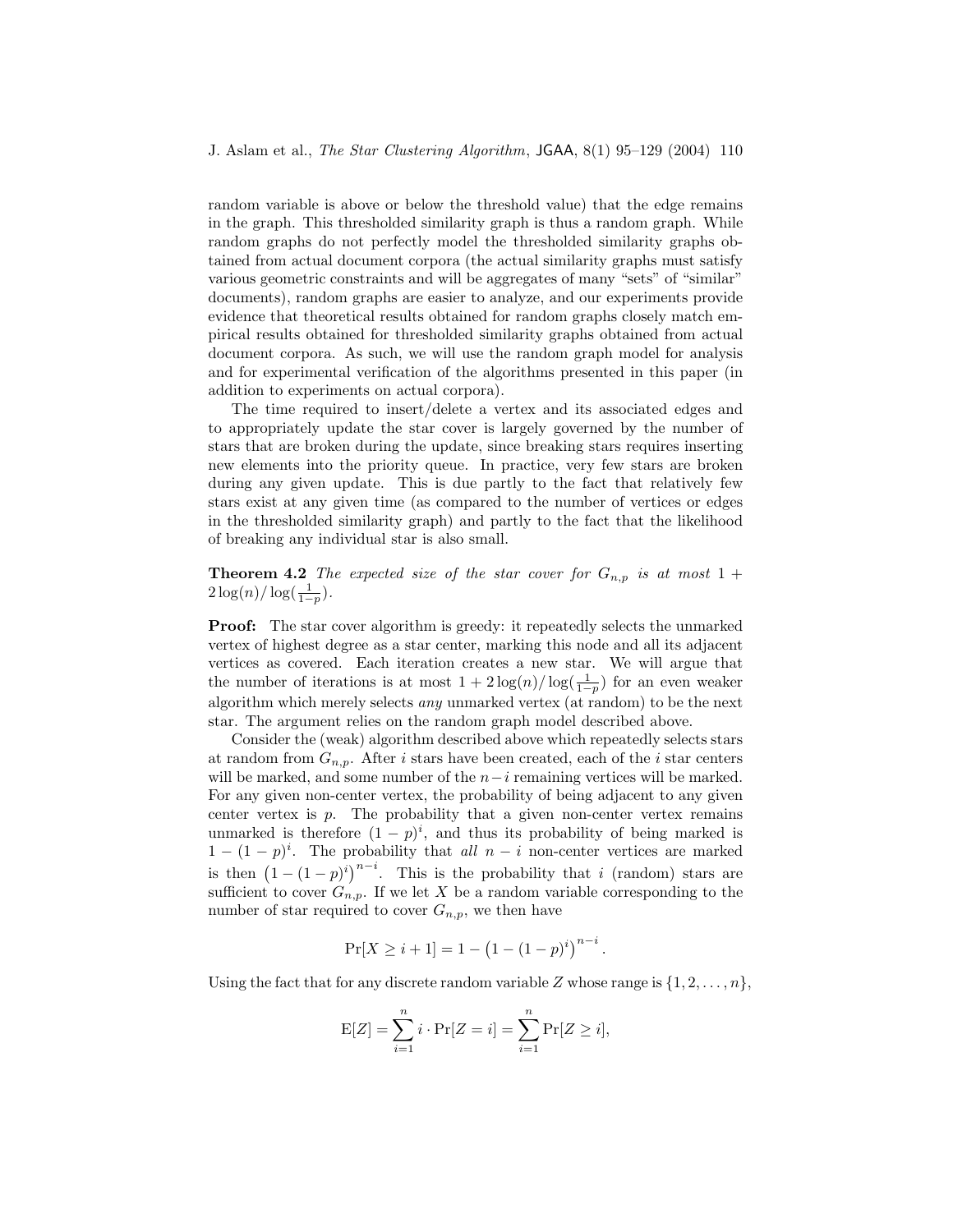random variable is above or below the threshold value) that the edge remains in the graph. This thresholded similarity graph is thus a random graph. While random graphs do not perfectly model the thresholded similarity graphs obtained from actual document corpora (the actual similarity graphs must satisfy various geometric constraints and will be aggregates of many "sets" of "similar" documents), random graphs are easier to analyze, and our experiments provide evidence that theoretical results obtained for random graphs closely match empirical results obtained for thresholded similarity graphs obtained from actual document corpora. As such, we will use the random graph model for analysis and for experimental verification of the algorithms presented in this paper (in addition to experiments on actual corpora).

The time required to insert/delete a vertex and its associated edges and to appropriately update the star cover is largely governed by the number of stars that are broken during the update, since breaking stars requires inserting new elements into the priority queue. In practice, very few stars are broken during any given update. This is due partly to the fact that relatively few stars exist at any given time (as compared to the number of vertices or edges in the thresholded similarity graph) and partly to the fact that the likelihood of breaking any individual star is also small.

**Theorem 4.2** *The expected size of the star cover for $G_{n,p}$ is at most $1 + 2\log(n)/\log(\frac{1}{1-p})$.*

**Proof:** The star cover algorithm is greedy: it repeatedly selects the unmarked vertex of highest degree as a star center, marking this node and all its adjacent vertices as covered. Each iteration creates a new star. We will argue that the number of iterations is at most $1 + 2\log(n)/\log(\frac{1}{1-p})$ for an even weaker algorithm which merely selects *any* unmarked vertex (at random) to be the next star. The argument relies on the random graph model described above.

Consider the (weak) algorithm described above which repeatedly selects stars at random from $G_{n,p}$. After $i$ stars have been created, each of the $i$ star centers will be marked, and some number of the $n-i$ remaining vertices will be marked. For any given non-center vertex, the probability of being adjacent to any given center vertex is $p$. The probability that a given non-center vertex remains unmarked is therefore $(1-p)^i$, and thus its probability of being marked is $1-(1-p)^i$. The probability that *all* $n-i$ non-center vertices are marked is then $\left(1-(1-p)^i\right)^{n-i}$. This is the probability that $i$ (random) stars are sufficient to cover $G_{n,p}$. If we let $X$ be a random variable corresponding to the number of star required to cover $G_{n,p}$, we then have

$$\Pr[X \geq i+1] = 1 - \left(1-(1-p)^i\right)^{n-i}.$$

Using the fact that for any discrete random variable $Z$ whose range is $\{1, 2, \ldots, n\}$,

$$\mathrm{E}[Z] = \sum_{i=1}^{n} i \cdot \Pr[Z = i] = \sum_{i=1}^{n} \Pr[Z \geq i],$$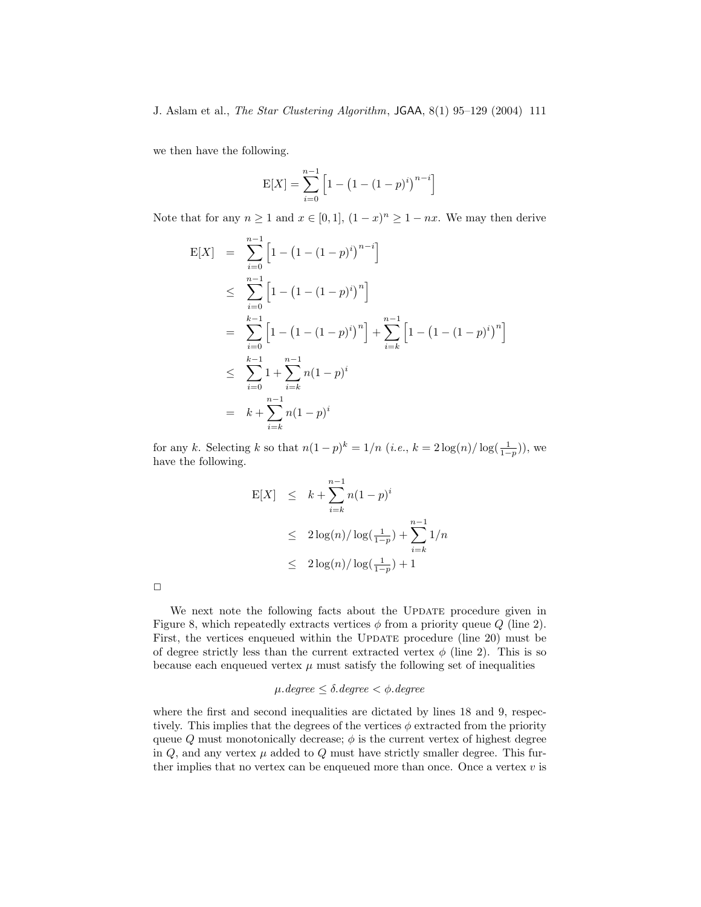we then have the following.

$$\mathrm{E}[X] = \sum_{i=0}^{n-1} \left[ 1 - \left(1 - (1-p)^i\right)^{n-i} \right]$$

Note that for any $n \geq 1$ and $x \in [0, 1]$, $(1-x)^n \geq 1 - nx$. We may then derive

$$\begin{aligned}
\mathrm{E}[X] &= \sum_{i=0}^{n-1} \left[ 1 - \left(1 - (1-p)^i\right)^{n-i} \right] \\
&\leq \sum_{i=0}^{n-1} \left[ 1 - \left(1 - (1-p)^i\right)^{n} \right] \\
&= \sum_{i=0}^{k-1} \left[ 1 - \left(1 - (1-p)^i\right)^{n} \right] + \sum_{i=k}^{n-1} \left[ 1 - \left(1 - (1-p)^i\right)^{n} \right] \\
&\leq \sum_{i=0}^{k-1} 1 + \sum_{i=k}^{n-1} n(1-p)^i \\
&= k + \sum_{i=k}^{n-1} n(1-p)^i
\end{aligned}$$

for any $k$. Selecting $k$ so that $n(1-p)^k = 1/n$ (*i.e.*, $k = 2\log(n)/\log(\frac{1}{1-p})$), we have the following.

$$\begin{aligned}
\mathrm{E}[X] &\leq k + \sum_{i=k}^{n-1} n(1-p)^i \\
&\leq 2\log(n)/\log(\tfrac{1}{1-p}) + \sum_{i=k}^{n-1} 1/n \\
&\leq 2\log(n)/\log(\tfrac{1}{1-p}) + 1
\end{aligned}$$

□

We next note the following facts about the UPDATE procedure given in Figure 8, which repeatedly extracts vertices $\phi$ from a priority queue $Q$ (line 2). First, the vertices enqueued within the UPDATE procedure (line 20) must be of degree strictly less than the current extracted vertex $\phi$ (line 2). This is so because each enqueued vertex $\mu$ must satisfy the following set of inequalities

$$\mu.degree \leq \delta.degree < \phi.degree$$

where the first and second inequalities are dictated by lines 18 and 9, respectively. This implies that the degrees of the vertices $\phi$ extracted from the priority queue $Q$ must monotonically decrease; $\phi$ is the current vertex of highest degree in $Q$, and any vertex $\mu$ added to $Q$ must have strictly smaller degree. This further implies that no vertex can be enqueued more than once. Once a vertex $v$ is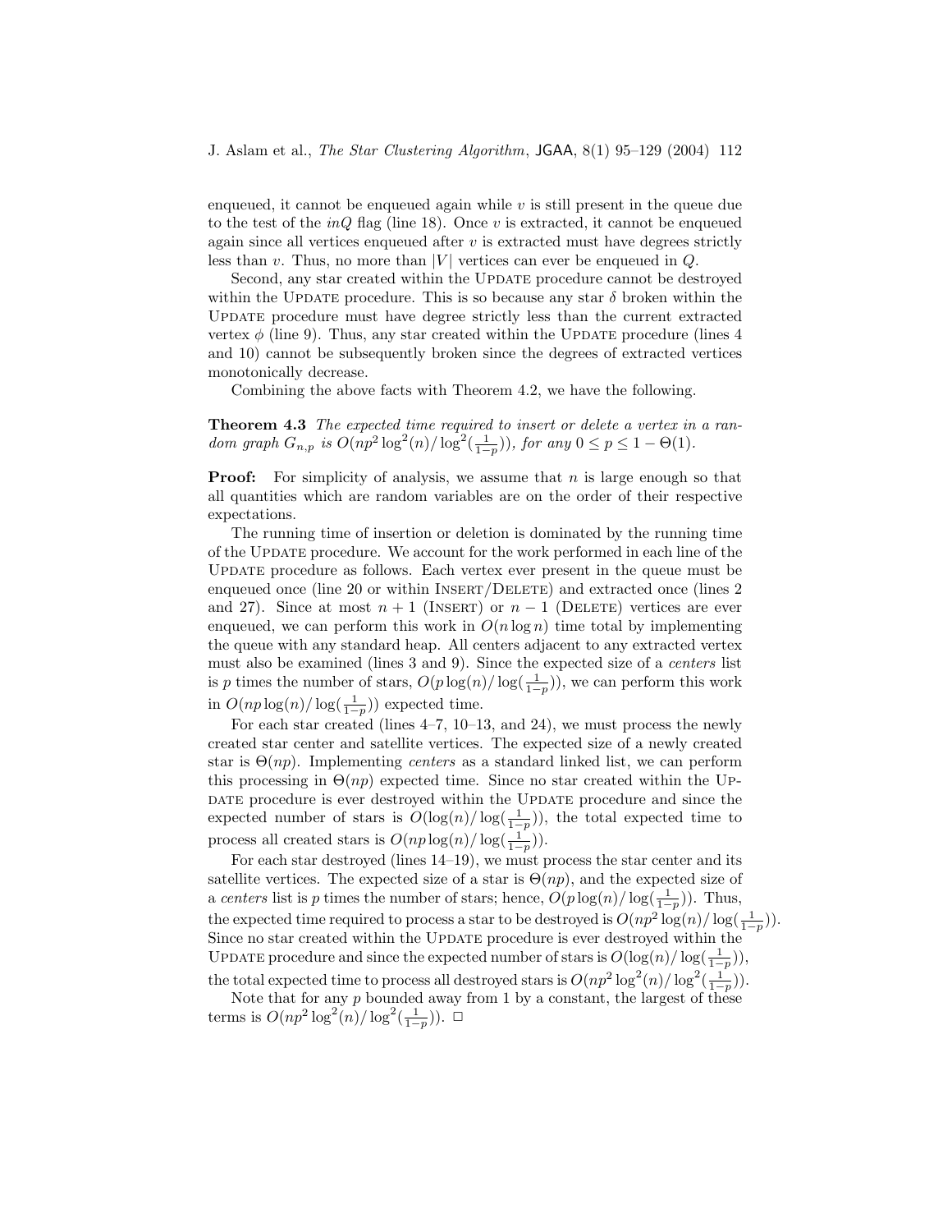enqueued, it cannot be enqueued again while $v$ is still present in the queue due to the test of the *inQ* flag (line 18). Once $v$ is extracted, it cannot be enqueued again since all vertices enqueued after $v$ is extracted must have degrees strictly less than $v$. Thus, no more than $|V|$ vertices can ever be enqueued in $Q$.

Second, any star created within the Update procedure cannot be destroyed within the Update procedure. This is so because any star $\delta$ broken within the Update procedure must have degree strictly less than the current extracted vertex $\phi$ (line 9). Thus, any star created within the Update procedure (lines 4 and 10) cannot be subsequently broken since the degrees of extracted vertices monotonically decrease.

Combining the above facts with Theorem 4.2, we have the following.

**Theorem 4.3** *The expected time required to insert or delete a vertex in a random graph $G_{n,p}$ is $O(np^2 \log^2(n)/\log^2(\frac{1}{1-p}))$, for any $0 \leq p \leq 1 - \Theta(1)$.*

**Proof:** For simplicity of analysis, we assume that $n$ is large enough so that all quantities which are random variables are on the order of their respective expectations.

The running time of insertion or deletion is dominated by the running time of the Update procedure. We account for the work performed in each line of the Update procedure as follows. Each vertex ever present in the queue must be enqueued once (line 20 or within Insert/Delete) and extracted once (lines 2 and 27). Since at most $n+1$ (Insert) or $n-1$ (Delete) vertices are ever enqueued, we can perform this work in $O(n \log n)$ time total by implementing the queue with any standard heap. All centers adjacent to any extracted vertex must also be examined (lines 3 and 9). Since the expected size of a *centers* list is $p$ times the number of stars, $O(p \log(n)/\log(\frac{1}{1-p}))$, we can perform this work in $O(np \log(n)/\log(\frac{1}{1-p}))$ expected time.

For each star created (lines 4–7, 10–13, and 24), we must process the newly created star center and satellite vertices. The expected size of a newly created star is $\Theta(np)$. Implementing *centers* as a standard linked list, we can perform this processing in $\Theta(np)$ expected time. Since no star created within the Update procedure is ever destroyed within the Update procedure and since the expected number of stars is $O(\log(n)/\log(\frac{1}{1-p}))$, the total expected time to process all created stars is $O(np \log(n)/\log(\frac{1}{1-p}))$.

For each star destroyed (lines 14–19), we must process the star center and its satellite vertices. The expected size of a star is $\Theta(np)$, and the expected size of a *centers* list is $p$ times the number of stars; hence, $O(p \log(n)/\log(\frac{1}{1-p}))$. Thus, the expected time required to process a star to be destroyed is $O(np^2 \log(n)/\log(\frac{1}{1-p}))$. Since no star created within the Update procedure is ever destroyed within the Update procedure and since the expected number of stars is $O(\log(n)/\log(\frac{1}{1-p}))$, the total expected time to process all destroyed stars is $O(np^2 \log^2(n)/\log^2(\frac{1}{1-p}))$.

Note that for any $p$ bounded away from 1 by a constant, the largest of these terms is $O(np^2 \log^2(n)/\log^2(\frac{1}{1-p}))$. □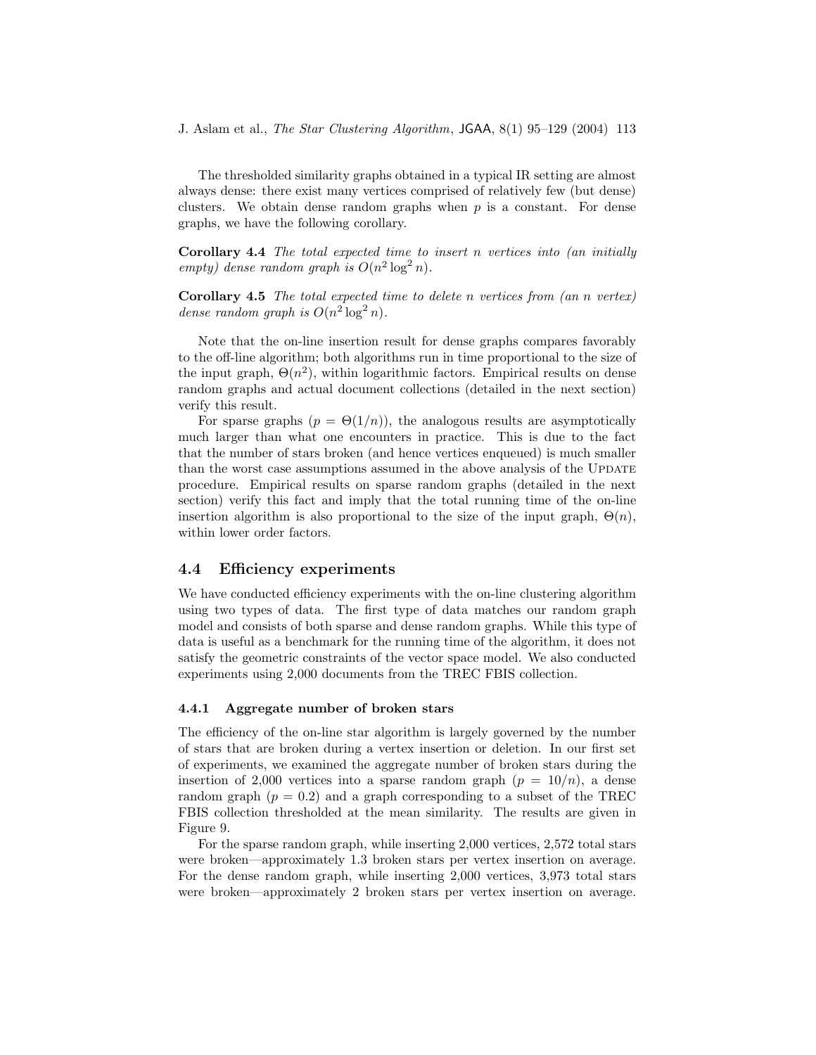The thresholded similarity graphs obtained in a typical IR setting are almost always dense: there exist many vertices comprised of relatively few (but dense) clusters. We obtain dense random graphs when $p$ is a constant. For dense graphs, we have the following corollary.

**Corollary 4.4** *The total expected time to insert n vertices into (an initially empty) dense random graph is* $O(n^2 \log^2 n)$.

**Corollary 4.5** *The total expected time to delete n vertices from (an n vertex) dense random graph is* $O(n^2 \log^2 n)$.

Note that the on-line insertion result for dense graphs compares favorably to the off-line algorithm; both algorithms run in time proportional to the size of the input graph, $\Theta(n^2)$, within logarithmic factors. Empirical results on dense random graphs and actual document collections (detailed in the next section) verify this result.

For sparse graphs ($p = \Theta(1/n)$), the analogous results are asymptotically much larger than what one encounters in practice. This is due to the fact that the number of stars broken (and hence vertices enqueued) is much smaller than the worst case assumptions assumed in the above analysis of the Update procedure. Empirical results on sparse random graphs (detailed in the next section) verify this fact and imply that the total running time of the on-line insertion algorithm is also proportional to the size of the input graph, $\Theta(n)$, within lower order factors.

## 4.4 Efficiency experiments

We have conducted efficiency experiments with the on-line clustering algorithm using two types of data. The first type of data matches our random graph model and consists of both sparse and dense random graphs. While this type of data is useful as a benchmark for the running time of the algorithm, it does not satisfy the geometric constraints of the vector space model. We also conducted experiments using 2,000 documents from the TREC FBIS collection.

### 4.4.1 Aggregate number of broken stars

The efficiency of the on-line star algorithm is largely governed by the number of stars that are broken during a vertex insertion or deletion. In our first set of experiments, we examined the aggregate number of broken stars during the insertion of 2,000 vertices into a sparse random graph ($p = 10/n$), a dense random graph ($p = 0.2$) and a graph corresponding to a subset of the TREC FBIS collection thresholded at the mean similarity. The results are given in Figure 9.

For the sparse random graph, while inserting 2,000 vertices, 2,572 total stars were broken—approximately 1.3 broken stars per vertex insertion on average. For the dense random graph, while inserting 2,000 vertices, 3,973 total stars were broken—approximately 2 broken stars per vertex insertion on average.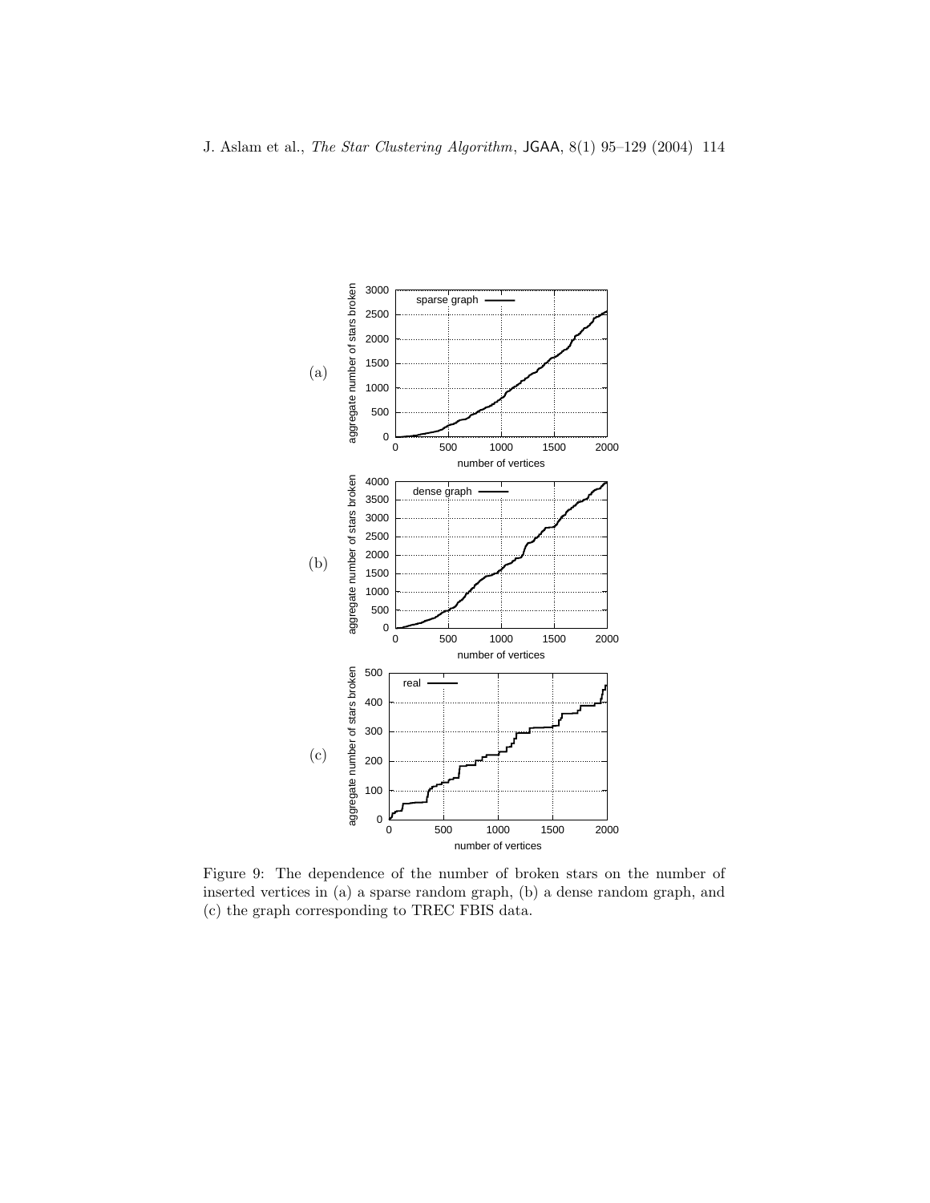Figure 9: The dependence of the number of broken stars on the number of inserted vertices in (a) a sparse random graph, (b) a dense random graph, and (c) the graph corresponding to TREC FBIS data.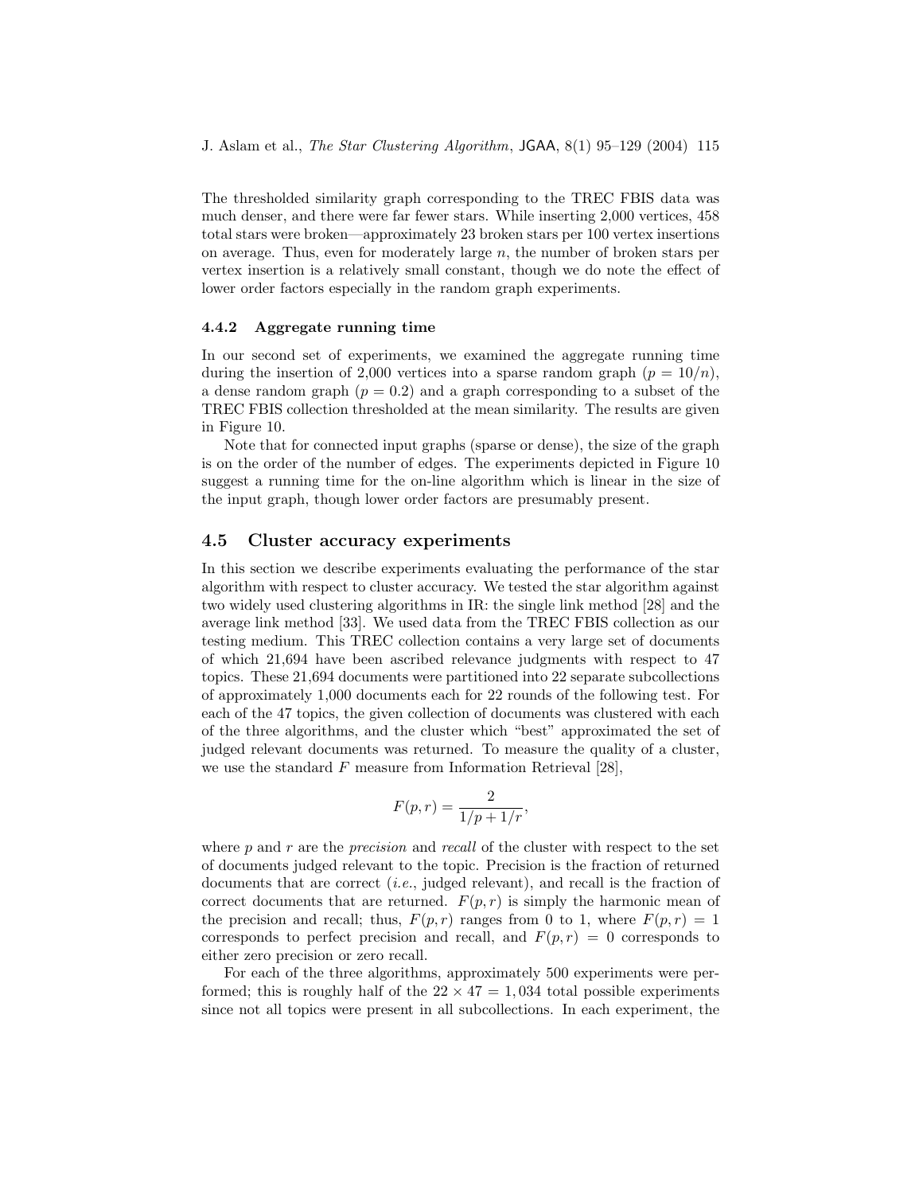The thresholded similarity graph corresponding to the TREC FBIS data was much denser, and there were far fewer stars. While inserting 2,000 vertices, 458 total stars were broken—approximately 23 broken stars per 100 vertex insertions on average. Thus, even for moderately large $n$, the number of broken stars per vertex insertion is a relatively small constant, though we do note the effect of lower order factors especially in the random graph experiments.

### 4.4.2 Aggregate running time

In our second set of experiments, we examined the aggregate running time during the insertion of 2,000 vertices into a sparse random graph ($p = 10/n$), a dense random graph ($p = 0.2$) and a graph corresponding to a subset of the TREC FBIS collection thresholded at the mean similarity. The results are given in Figure 10.

Note that for connected input graphs (sparse or dense), the size of the graph is on the order of the number of edges. The experiments depicted in Figure 10 suggest a running time for the on-line algorithm which is linear in the size of the input graph, though lower order factors are presumably present.

## 4.5 Cluster accuracy experiments

In this section we describe experiments evaluating the performance of the star algorithm with respect to cluster accuracy. We tested the star algorithm against two widely used clustering algorithms in IR: the single link method [28] and the average link method [33]. We used data from the TREC FBIS collection as our testing medium. This TREC collection contains a very large set of documents of which 21,694 have been ascribed relevance judgments with respect to 47 topics. These 21,694 documents were partitioned into 22 separate subcollections of approximately 1,000 documents each for 22 rounds of the following test. For each of the 47 topics, the given collection of documents was clustered with each of the three algorithms, and the cluster which "best" approximated the set of judged relevant documents was returned. To measure the quality of a cluster, we use the standard $F$ measure from Information Retrieval [28],

$$F(p, r) = \frac{2}{1/p + 1/r},$$

where $p$ and $r$ are the *precision* and *recall* of the cluster with respect to the set of documents judged relevant to the topic. Precision is the fraction of returned documents that are correct (*i.e.*, judged relevant), and recall is the fraction of correct documents that are returned. $F(p, r)$ is simply the harmonic mean of the precision and recall; thus, $F(p, r)$ ranges from 0 to 1, where $F(p, r) = 1$ corresponds to perfect precision and recall, and $F(p, r) = 0$ corresponds to either zero precision or zero recall.

For each of the three algorithms, approximately 500 experiments were performed; this is roughly half of the $22 \times 47 = 1,034$ total possible experiments since not all topics were present in all subcollections. In each experiment, the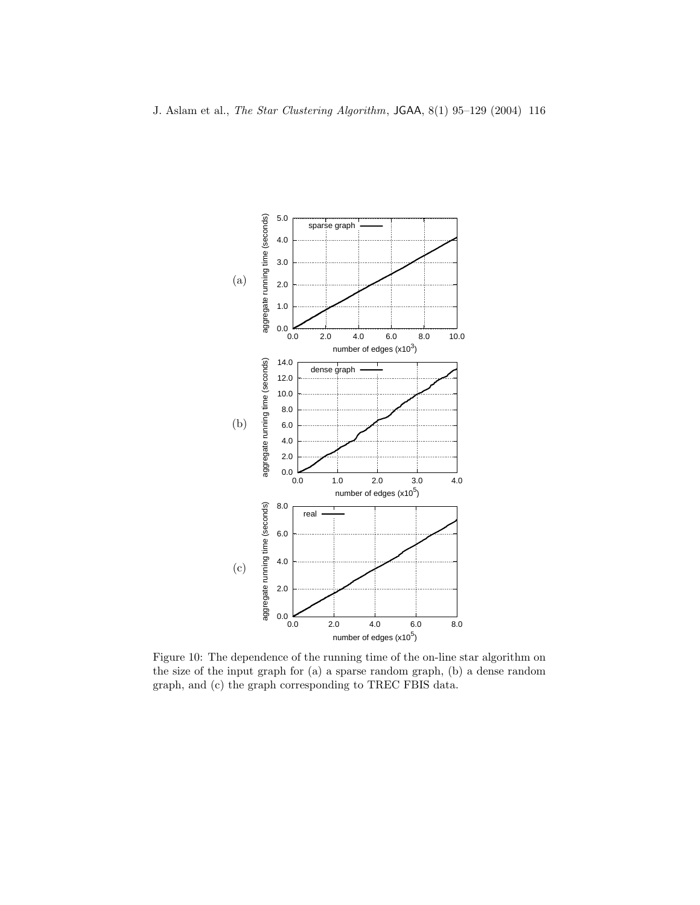Figure 10: The dependence of the running time of the on-line star algorithm on the size of the input graph for (a) a sparse random graph, (b) a dense random graph, and (c) the graph corresponding to TREC FBIS data.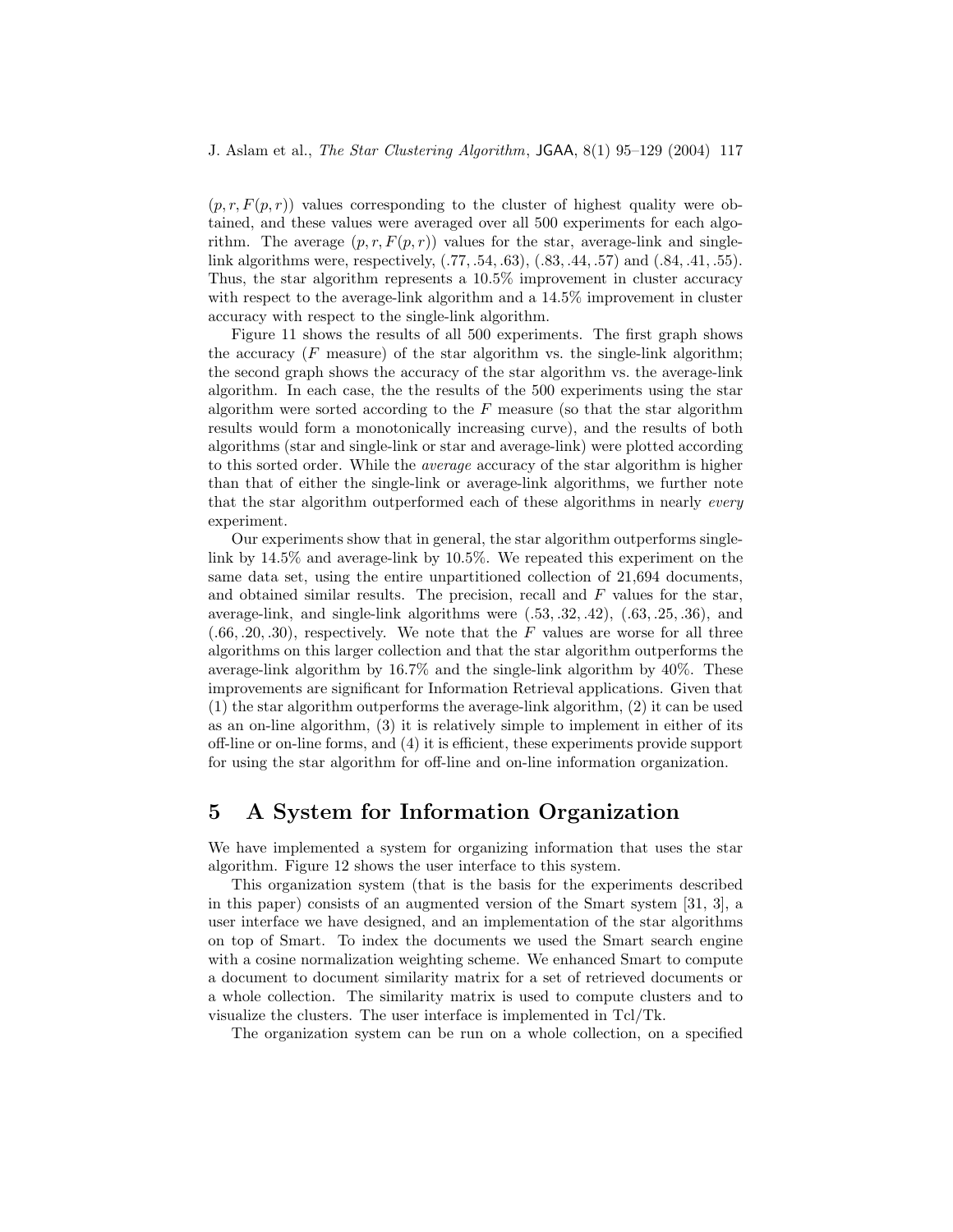$(p, r, F(p, r))$ values corresponding to the cluster of highest quality were obtained, and these values were averaged over all 500 experiments for each algorithm. The average $(p, r, F(p, r))$ values for the star, average-link and single-link algorithms were, respectively, $(.77, .54, .63)$, $(.83, .44, .57)$ and $(.84, .41, .55)$. Thus, the star algorithm represents a 10.5% improvement in cluster accuracy with respect to the average-link algorithm and a 14.5% improvement in cluster accuracy with respect to the single-link algorithm.

Figure 11 shows the results of all 500 experiments. The first graph shows the accuracy ($F$ measure) of the star algorithm vs. the single-link algorithm; the second graph shows the accuracy of the star algorithm vs. the average-link algorithm. In each case, the the results of the 500 experiments using the star algorithm were sorted according to the $F$ measure (so that the star algorithm results would form a monotonically increasing curve), and the results of both algorithms (star and single-link or star and average-link) were plotted according to this sorted order. While the *average* accuracy of the star algorithm is higher than that of either the single-link or average-link algorithms, we further note that the star algorithm outperformed each of these algorithms in nearly *every* experiment.

Our experiments show that in general, the star algorithm outperforms single-link by 14.5% and average-link by 10.5%. We repeated this experiment on the same data set, using the entire unpartitioned collection of 21,694 documents, and obtained similar results. The precision, recall and $F$ values for the star, average-link, and single-link algorithms were $(.53, .32, .42)$, $(.63, .25, .36)$, and $(.66, .20, .30)$, respectively. We note that the $F$ values are worse for all three algorithms on this larger collection and that the star algorithm outperforms the average-link algorithm by 16.7% and the single-link algorithm by 40%. These improvements are significant for Information Retrieval applications. Given that (1) the star algorithm outperforms the average-link algorithm, (2) it can be used as an on-line algorithm, (3) it is relatively simple to implement in either of its off-line or on-line forms, and (4) it is efficient, these experiments provide support for using the star algorithm for off-line and on-line information organization.

# 5 A System for Information Organization

We have implemented a system for organizing information that uses the star algorithm. Figure 12 shows the user interface to this system.

This organization system (that is the basis for the experiments described in this paper) consists of an augmented version of the Smart system [31, 3], a user interface we have designed, and an implementation of the star algorithms on top of Smart. To index the documents we used the Smart search engine with a cosine normalization weighting scheme. We enhanced Smart to compute a document to document similarity matrix for a set of retrieved documents or a whole collection. The similarity matrix is used to compute clusters and to visualize the clusters. The user interface is implemented in Tcl/Tk.

The organization system can be run on a whole collection, on a specified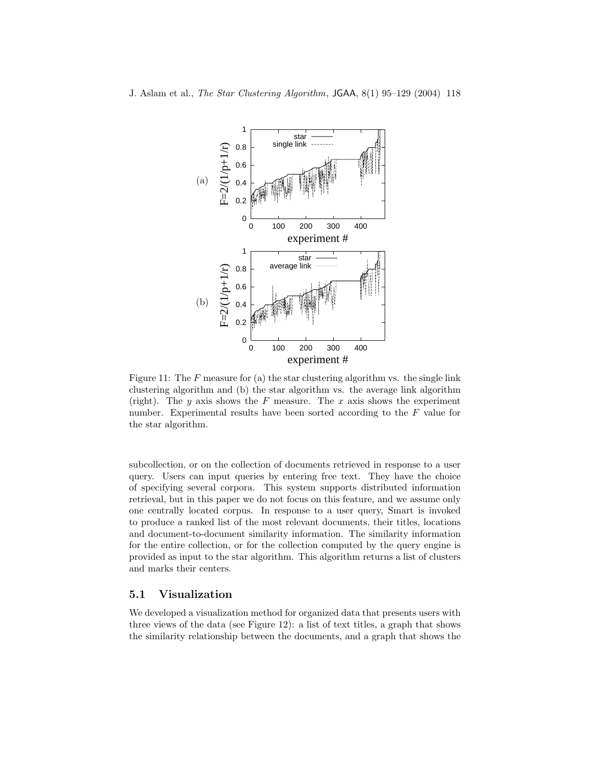Figure 11: The $F$ measure for (a) the star clustering algorithm vs. the single link clustering algorithm and (b) the star algorithm vs. the average link algorithm (right). The $y$ axis shows the $F$ measure. The $x$ axis shows the experiment number. Experimental results have been sorted according to the $F$ value for the star algorithm.

subcollection, or on the collection of documents retrieved in response to a user query. Users can input queries by entering free text. They have the choice of specifying several corpora. This system supports distributed information retrieval, but in this paper we do not focus on this feature, and we assume only one centrally located corpus. In response to a user query, Smart is invoked to produce a ranked list of the most relevant documents, their titles, locations and document-to-document similarity information. The similarity information for the entire collection, or for the collection computed by the query engine is provided as input to the star algorithm. This algorithm returns a list of clusters and marks their centers.

## 5.1 Visualization

We developed a visualization method for organized data that presents users with three views of the data (see Figure 12): a list of text titles, a graph that shows the similarity relationship between the documents, and a graph that shows the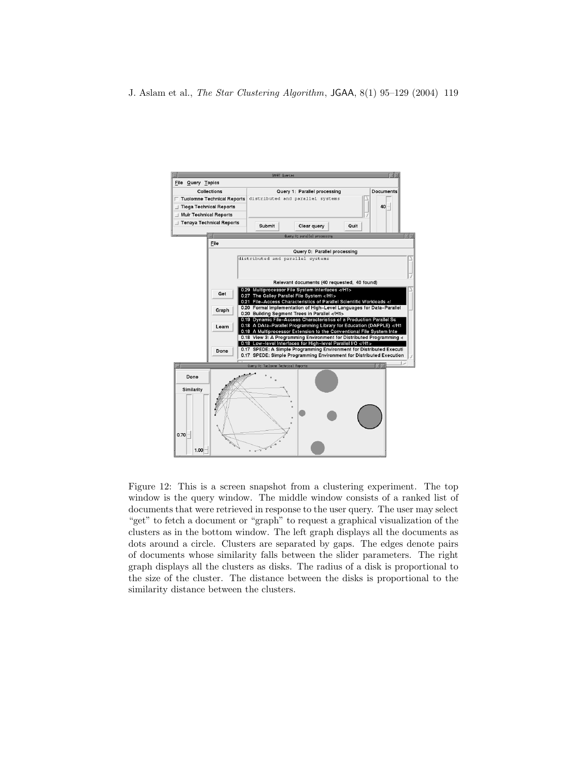Figure 12: This is a screen snapshot from a clustering experiment. The top window is the query window. The middle window consists of a ranked list of documents that were retrieved in response to the user query. The user may select "get" to fetch a document or "graph" to request a graphical visualization of the clusters as in the bottom window. The left graph displays all the documents as dots around a circle. Clusters are separated by gaps. The edges denote pairs of documents whose similarity falls between the slider parameters. The right graph displays all the clusters as disks. The radius of a disk is proportional to the size of the cluster. The distance between the disks is proportional to the similarity distance between the clusters.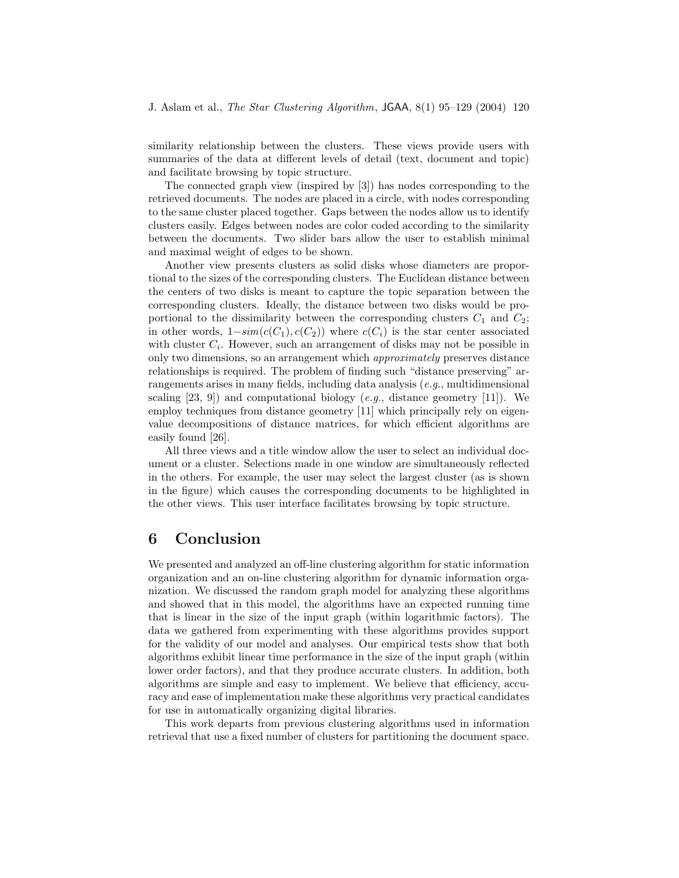similarity relationship between the clusters. These views provide users with summaries of the data at different levels of detail (text, document and topic) and facilitate browsing by topic structure.

The connected graph view (inspired by [3]) has nodes corresponding to the retrieved documents. The nodes are placed in a circle, with nodes corresponding to the same cluster placed together. Gaps between the nodes allow us to identify clusters easily. Edges between nodes are color coded according to the similarity between the documents. Two slider bars allow the user to establish minimal and maximal weight of edges to be shown.

Another view presents clusters as solid disks whose diameters are proportional to the sizes of the corresponding clusters. The Euclidean distance between the centers of two disks is meant to capture the topic separation between the corresponding clusters. Ideally, the distance between two disks would be proportional to the dissimilarity between the corresponding clusters $C_1$ and $C_2$; in other words, $1 - sim(c(C_1), c(C_2))$ where $c(C_i)$ is the star center associated with cluster $C_i$. However, such an arrangement of disks may not be possible in only two dimensions, so an arrangement which *approximately* preserves distance relationships is required. The problem of finding such "distance preserving" arrangements arises in many fields, including data analysis (*e.g.*, multidimensional scaling [23, 9]) and computational biology (*e.g.*, distance geometry [11]). We employ techniques from distance geometry [11] which principally rely on eigenvalue decompositions of distance matrices, for which efficient algorithms are easily found [26].

All three views and a title window allow the user to select an individual document or a cluster. Selections made in one window are simultaneously reflected in the others. For example, the user may select the largest cluster (as is shown in the figure) which causes the corresponding documents to be highlighted in the other views. This user interface facilitates browsing by topic structure.

# 6 Conclusion

We presented and analyzed an off-line clustering algorithm for static information organization and an on-line clustering algorithm for dynamic information organization. We discussed the random graph model for analyzing these algorithms and showed that in this model, the algorithms have an expected running time that is linear in the size of the input graph (within logarithmic factors). The data we gathered from experimenting with these algorithms provides support for the validity of our model and analyses. Our empirical tests show that both algorithms exhibit linear time performance in the size of the input graph (within lower order factors), and that they produce accurate clusters. In addition, both algorithms are simple and easy to implement. We believe that efficiency, accuracy and ease of implementation make these algorithms very practical candidates for use in automatically organizing digital libraries.

This work departs from previous clustering algorithms used in information retrieval that use a fixed number of clusters for partitioning the document space.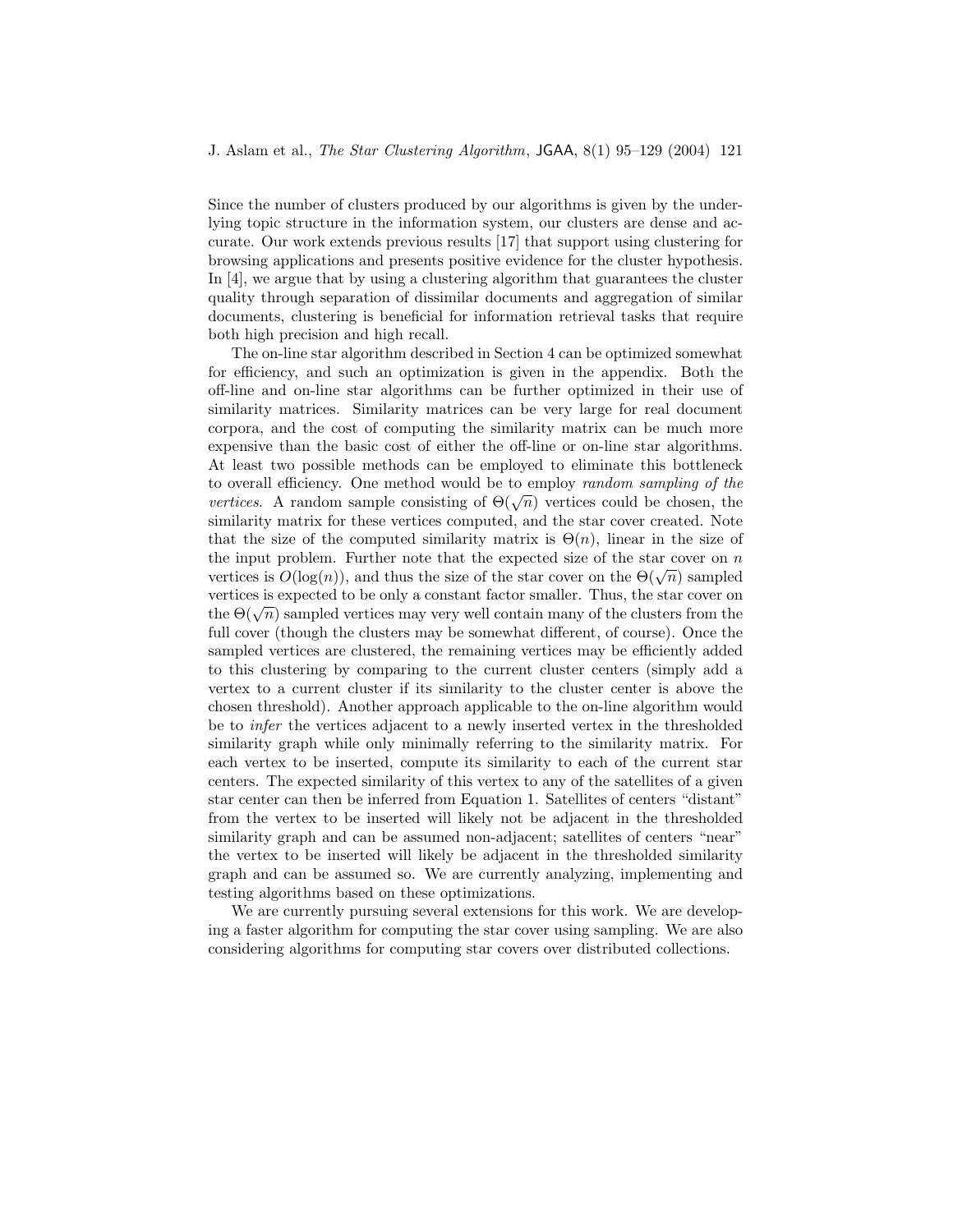Since the number of clusters produced by our algorithms is given by the underlying topic structure in the information system, our clusters are dense and accurate. Our work extends previous results [17] that support using clustering for browsing applications and presents positive evidence for the cluster hypothesis. In [4], we argue that by using a clustering algorithm that guarantees the cluster quality through separation of dissimilar documents and aggregation of similar documents, clustering is beneficial for information retrieval tasks that require both high precision and high recall.

The on-line star algorithm described in Section 4 can be optimized somewhat for efficiency, and such an optimization is given in the appendix. Both the off-line and on-line star algorithms can be further optimized in their use of similarity matrices. Similarity matrices can be very large for real document corpora, and the cost of computing the similarity matrix can be much more expensive than the basic cost of either the off-line or on-line star algorithms. At least two possible methods can be employed to eliminate this bottleneck to overall efficiency. One method would be to employ *random sampling of the vertices*. A random sample consisting of $\Theta(\sqrt{n})$ vertices could be chosen, the similarity matrix for these vertices computed, and the star cover created. Note that the size of the computed similarity matrix is $\Theta(n)$, linear in the size of the input problem. Further note that the expected size of the star cover on $n$ vertices is $O(\log(n))$, and thus the size of the star cover on the $\Theta(\sqrt{n})$ sampled vertices is expected to be only a constant factor smaller. Thus, the star cover on the $\Theta(\sqrt{n})$ sampled vertices may very well contain many of the clusters from the full cover (though the clusters may be somewhat different, of course). Once the sampled vertices are clustered, the remaining vertices may be efficiently added to this clustering by comparing to the current cluster centers (simply add a vertex to a current cluster if its similarity to the cluster center is above the chosen threshold). Another approach applicable to the on-line algorithm would be to *infer* the vertices adjacent to a newly inserted vertex in the thresholded similarity graph while only minimally referring to the similarity matrix. For each vertex to be inserted, compute its similarity to each of the current star centers. The expected similarity of this vertex to any of the satellites of a given star center can then be inferred from Equation 1. Satellites of centers "distant" from the vertex to be inserted will likely not be adjacent in the thresholded similarity graph and can be assumed non-adjacent; satellites of centers "near" the vertex to be inserted will likely be adjacent in the thresholded similarity graph and can be assumed so. We are currently analyzing, implementing and testing algorithms based on these optimizations.

We are currently pursuing several extensions for this work. We are developing a faster algorithm for computing the star cover using sampling. We are also considering algorithms for computing star covers over distributed collections.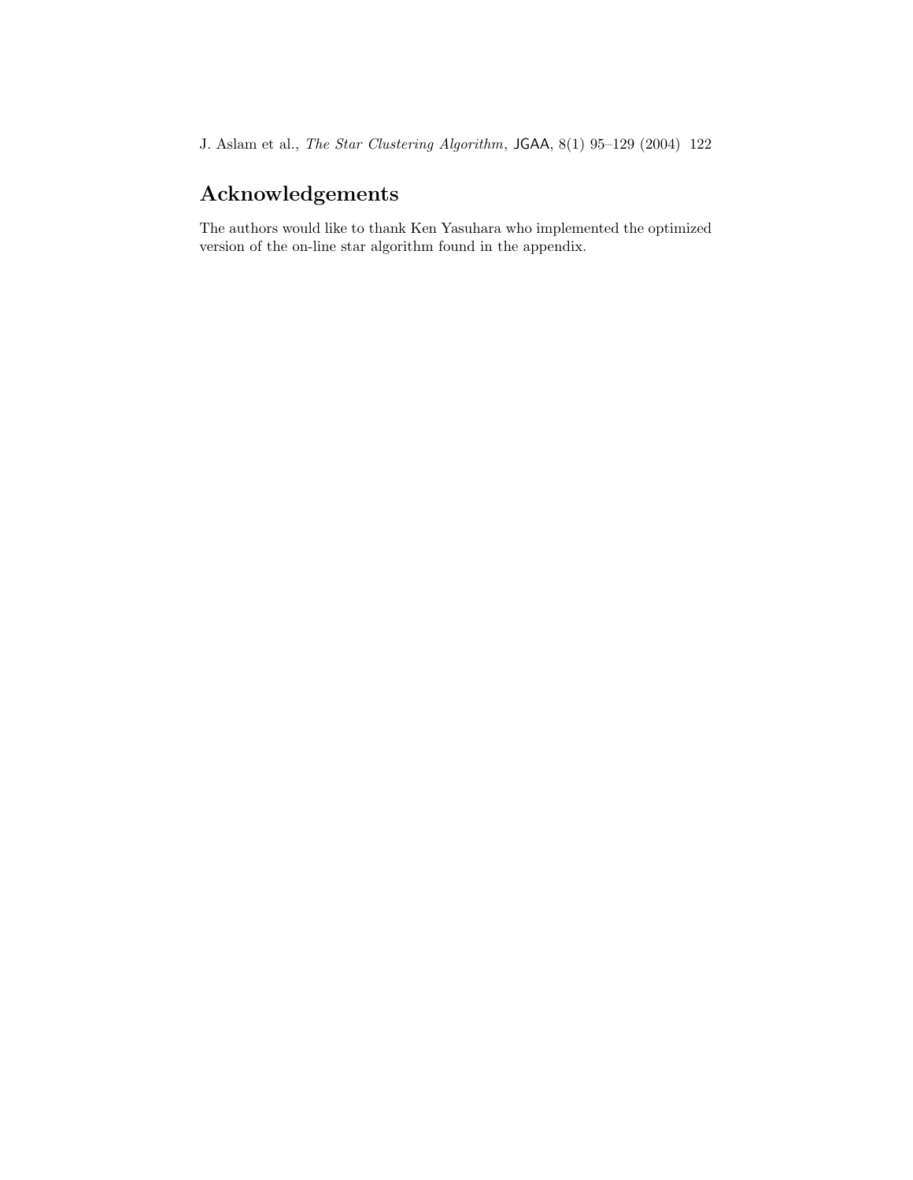## Acknowledgements

The authors would like to thank Ken Yasuhara who implemented the optimized version of the on-line star algorithm found in the appendix.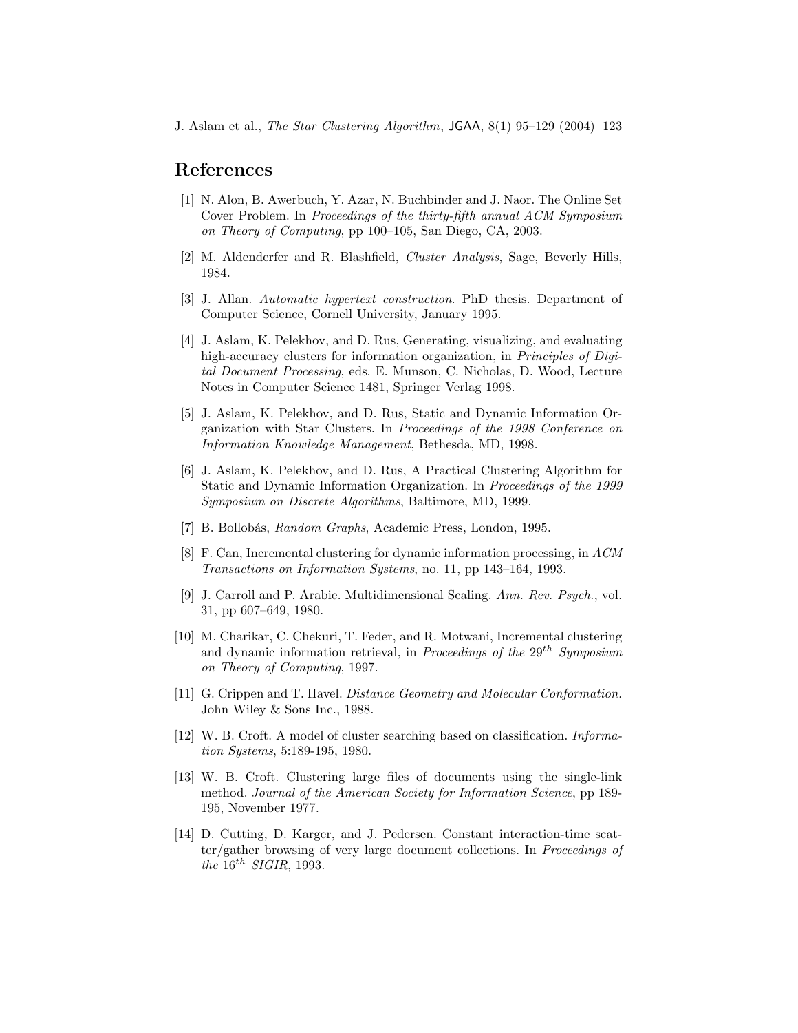## References

[1] N. Alon, B. Awerbuch, Y. Azar, N. Buchbinder and J. Naor. The Online Set Cover Problem. In *Proceedings of the thirty-fifth annual ACM Symposium on Theory of Computing*, pp 100–105, San Diego, CA, 2003.

[2] M. Aldenderfer and R. Blashfield, *Cluster Analysis*, Sage, Beverly Hills, 1984.

[3] J. Allan. *Automatic hypertext construction*. PhD thesis. Department of Computer Science, Cornell University, January 1995.

[4] J. Aslam, K. Pelekhov, and D. Rus, Generating, visualizing, and evaluating high-accuracy clusters for information organization, in *Principles of Digital Document Processing*, eds. E. Munson, C. Nicholas, D. Wood, Lecture Notes in Computer Science 1481, Springer Verlag 1998.

[5] J. Aslam, K. Pelekhov, and D. Rus, Static and Dynamic Information Organization with Star Clusters. In *Proceedings of the 1998 Conference on Information Knowledge Management*, Bethesda, MD, 1998.

[6] J. Aslam, K. Pelekhov, and D. Rus, A Practical Clustering Algorithm for Static and Dynamic Information Organization. In *Proceedings of the 1999 Symposium on Discrete Algorithms*, Baltimore, MD, 1999.

[7] B. Bollobás, *Random Graphs*, Academic Press, London, 1995.

[8] F. Can, Incremental clustering for dynamic information processing, in *ACM Transactions on Information Systems*, no. 11, pp 143–164, 1993.

[9] J. Carroll and P. Arabie. Multidimensional Scaling. *Ann. Rev. Psych.*, vol. 31, pp 607–649, 1980.

[10] M. Charikar, C. Chekuri, T. Feder, and R. Motwani, Incremental clustering and dynamic information retrieval, in *Proceedings of the* $29^{th}$ *Symposium on Theory of Computing*, 1997.

[11] G. Crippen and T. Havel. *Distance Geometry and Molecular Conformation.* John Wiley & Sons Inc., 1988.

[12] W. B. Croft. A model of cluster searching based on classification. *Information Systems*, 5:189-195, 1980.

[13] W. B. Croft. Clustering large files of documents using the single-link method. *Journal of the American Society for Information Science*, pp 189-195, November 1977.

[14] D. Cutting, D. Karger, and J. Pedersen. Constant interaction-time scatter/gather browsing of very large document collections. In *Proceedings of the* $16^{th}$ *SIGIR*, 1993.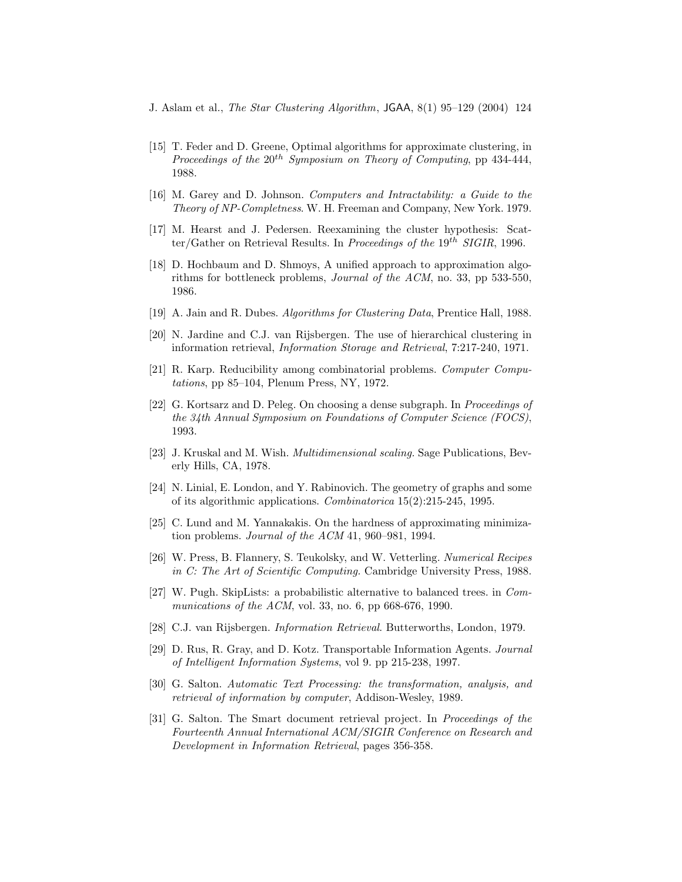[15] T. Feder and D. Greene, Optimal algorithms for approximate clustering, in *Proceedings of the $20^{th}$ Symposium on Theory of Computing*, pp 434-444, 1988.

[16] M. Garey and D. Johnson. *Computers and Intractability: a Guide to the Theory of NP-Completness*. W. H. Freeman and Company, New York. 1979.

[17] M. Hearst and J. Pedersen. Reexamining the cluster hypothesis: Scatter/Gather on Retrieval Results. In *Proceedings of the $19^{th}$ SIGIR*, 1996.

[18] D. Hochbaum and D. Shmoys, A unified approach to approximation algorithms for bottleneck problems, *Journal of the ACM*, no. 33, pp 533-550, 1986.

[19] A. Jain and R. Dubes. *Algorithms for Clustering Data*, Prentice Hall, 1988.

[20] N. Jardine and C.J. van Rijsbergen. The use of hierarchical clustering in information retrieval, *Information Storage and Retrieval*, 7:217-240, 1971.

[21] R. Karp. Reducibility among combinatorial problems. *Computer Computations*, pp 85–104, Plenum Press, NY, 1972.

[22] G. Kortsarz and D. Peleg. On choosing a dense subgraph. In *Proceedings of the 34th Annual Symposium on Foundations of Computer Science (FOCS)*, 1993.

[23] J. Kruskal and M. Wish. *Multidimensional scaling*. Sage Publications, Beverly Hills, CA, 1978.

[24] N. Linial, E. London, and Y. Rabinovich. The geometry of graphs and some of its algorithmic applications. *Combinatorica* 15(2):215-245, 1995.

[25] C. Lund and M. Yannakakis. On the hardness of approximating minimization problems. *Journal of the ACM* 41, 960–981, 1994.

[26] W. Press, B. Flannery, S. Teukolsky, and W. Vetterling. *Numerical Recipes in C: The Art of Scientific Computing.* Cambridge University Press, 1988.

[27] W. Pugh. SkipLists: a probabilistic alternative to balanced trees. in *Communications of the ACM*, vol. 33, no. 6, pp 668-676, 1990.

[28] C.J. van Rijsbergen. *Information Retrieval*. Butterworths, London, 1979.

[29] D. Rus, R. Gray, and D. Kotz. Transportable Information Agents. *Journal of Intelligent Information Systems*, vol 9. pp 215-238, 1997.

[30] G. Salton. *Automatic Text Processing: the transformation, analysis, and retrieval of information by computer*, Addison-Wesley, 1989.

[31] G. Salton. The Smart document retrieval project. In *Proceedings of the Fourteenth Annual International ACM/SIGIR Conference on Research and Development in Information Retrieval*, pages 356-358.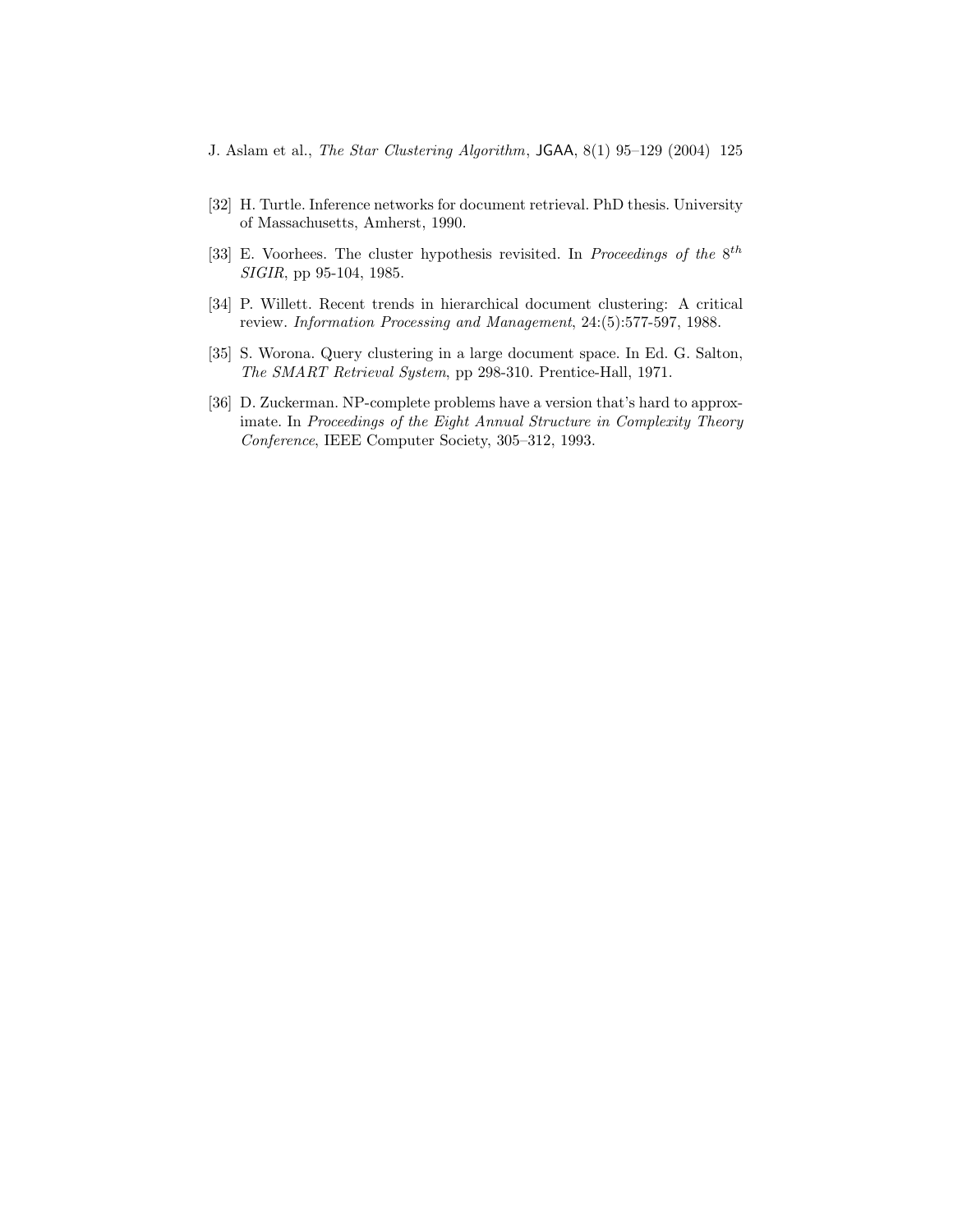[32] H. Turtle. Inference networks for document retrieval. PhD thesis. University of Massachusetts, Amherst, 1990.

[33] E. Voorhees. The cluster hypothesis revisited. In *Proceedings of the $8^{th}$ SIGIR*, pp 95-104, 1985.

[34] P. Willett. Recent trends in hierarchical document clustering: A critical review. *Information Processing and Management*, 24:(5):577-597, 1988.

[35] S. Worona. Query clustering in a large document space. In Ed. G. Salton, *The SMART Retrieval System*, pp 298-310. Prentice-Hall, 1971.

[36] D. Zuckerman. NP-complete problems have a version that's hard to approximate. In *Proceedings of the Eight Annual Structure in Complexity Theory Conference*, IEEE Computer Society, 305–312, 1993.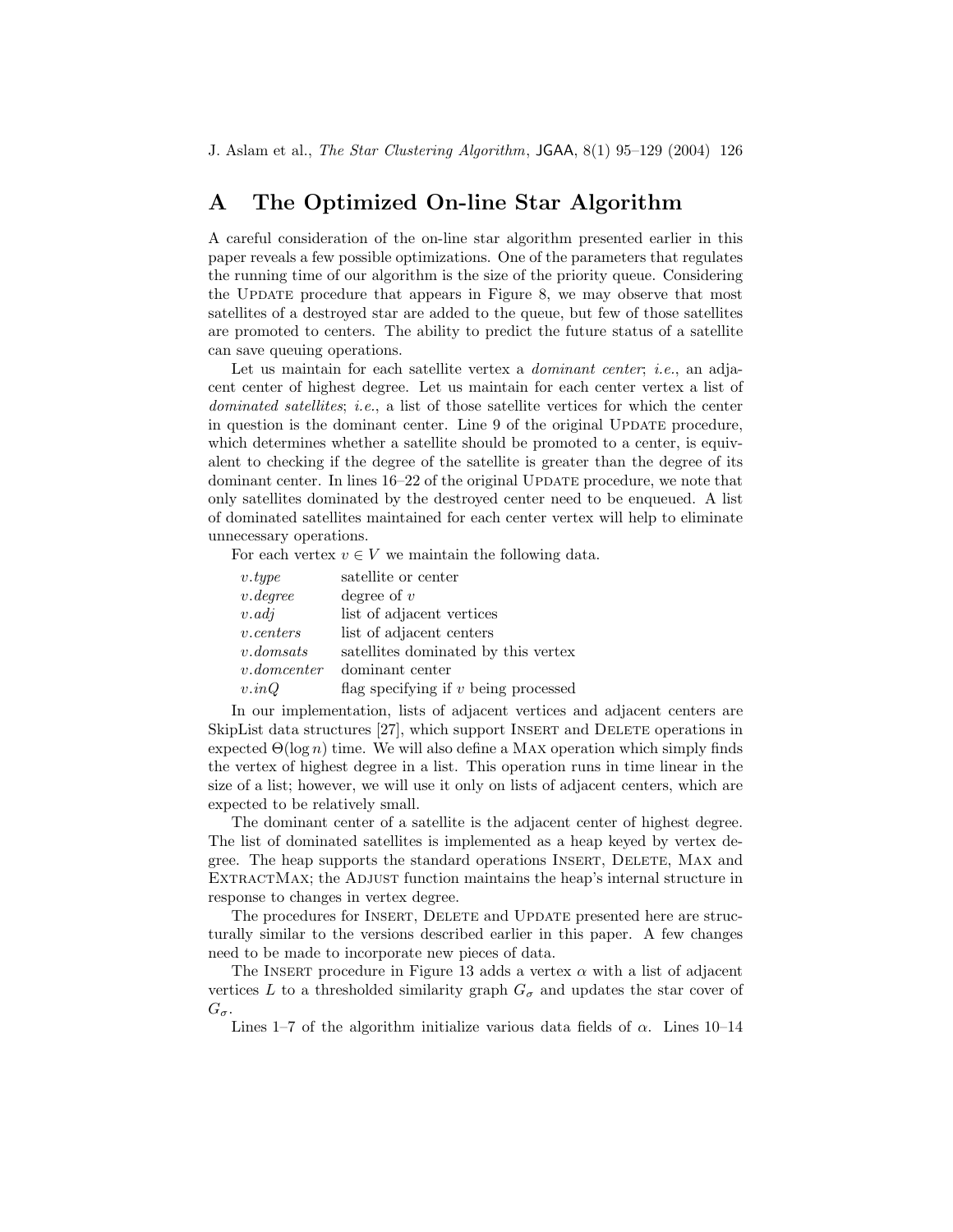# A The Optimized On-line Star Algorithm

A careful consideration of the on-line star algorithm presented earlier in this paper reveals a few possible optimizations. One of the parameters that regulates the running time of our algorithm is the size of the priority queue. Considering the UPDATE procedure that appears in Figure 8, we may observe that most satellites of a destroyed star are added to the queue, but few of those satellites are promoted to centers. The ability to predict the future status of a satellite can save queuing operations.

Let us maintain for each satellite vertex a *dominant center*; *i.e.*, an adjacent center of highest degree. Let us maintain for each center vertex a list of *dominated satellites*; *i.e.*, a list of those satellite vertices for which the center in question is the dominant center. Line 9 of the original UPDATE procedure, which determines whether a satellite should be promoted to a center, is equivalent to checking if the degree of the satellite is greater than the degree of its dominant center. In lines 16–22 of the original UPDATE procedure, we note that only satellites dominated by the destroyed center need to be enqueued. A list of dominated satellites maintained for each center vertex will help to eliminate unnecessary operations.

For each vertex $v \in V$ we maintain the following data.

| | |
|---|---|
| *v.type* | satellite or center |
| *v.degree* | degree of $v$ |
| *v.adj* | list of adjacent vertices |
| *v.centers* | list of adjacent centers |
| *v.domsats* | satellites dominated by this vertex |
| *v.domcenter* | dominant center |
| *v.inQ* | flag specifying if $v$ being processed |

In our implementation, lists of adjacent vertices and adjacent centers are SkipList data structures [27], which support INSERT and DELETE operations in expected $\Theta(\log n)$ time. We will also define a MAX operation which simply finds the vertex of highest degree in a list. This operation runs in time linear in the size of a list; however, we will use it only on lists of adjacent centers, which are expected to be relatively small.

The dominant center of a satellite is the adjacent center of highest degree. The list of dominated satellites is implemented as a heap keyed by vertex degree. The heap supports the standard operations INSERT, DELETE, MAX and EXTRACTMAX; the ADJUST function maintains the heap's internal structure in response to changes in vertex degree.

The procedures for INSERT, DELETE and UPDATE presented here are structurally similar to the versions described earlier in this paper. A few changes need to be made to incorporate new pieces of data.

The INSERT procedure in Figure 13 adds a vertex $\alpha$ with a list of adjacent vertices $L$ to a thresholded similarity graph $G_\sigma$ and updates the star cover of $G_\sigma$.

Lines 1–7 of the algorithm initialize various data fields of $\alpha$. Lines 10–14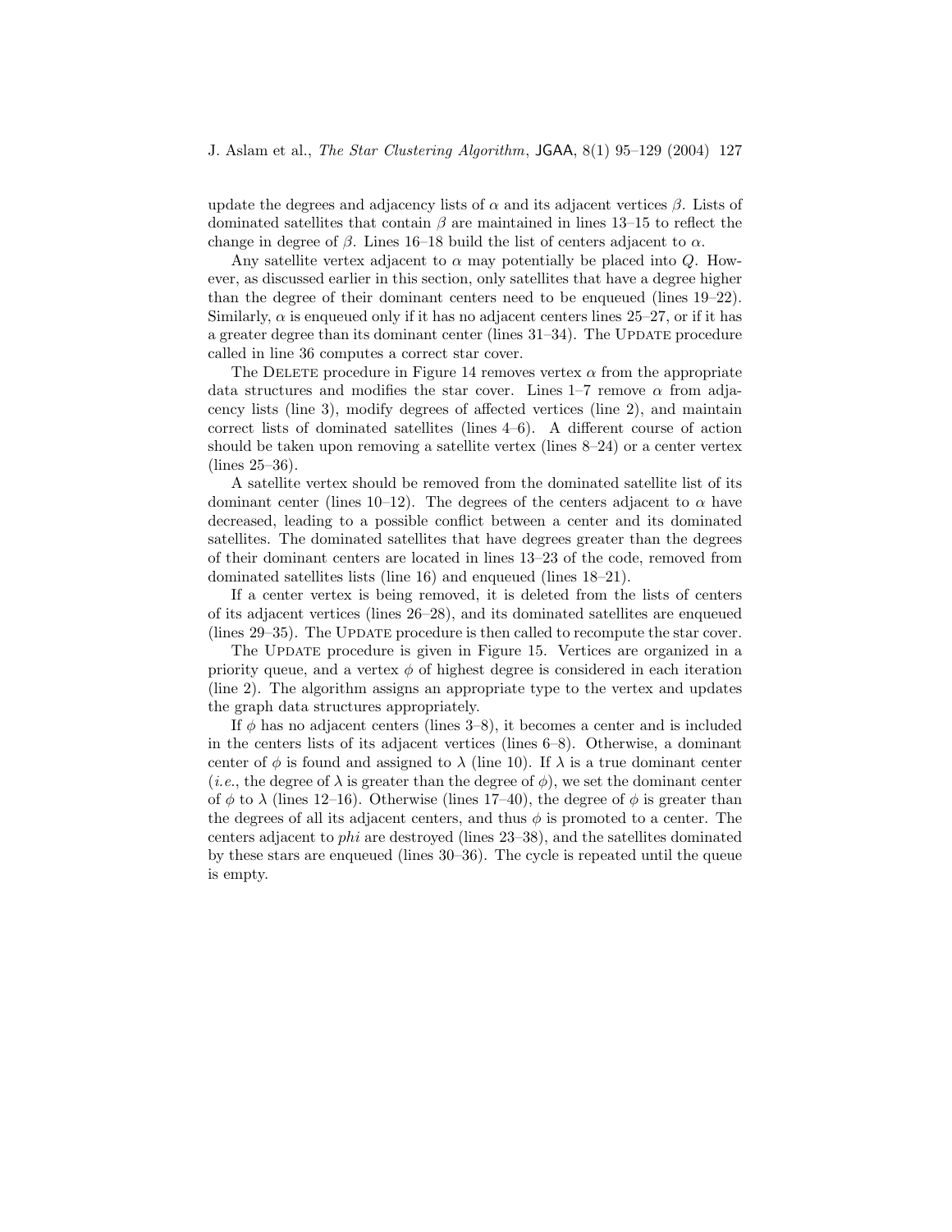update the degrees and adjacency lists of $\alpha$ and its adjacent vertices $\beta$. Lists of dominated satellites that contain $\beta$ are maintained in lines 13–15 to reflect the change in degree of $\beta$. Lines 16–18 build the list of centers adjacent to $\alpha$.

Any satellite vertex adjacent to $\alpha$ may potentially be placed into $Q$. However, as discussed earlier in this section, only satellites that have a degree higher than the degree of their dominant centers need to be enqueued (lines 19–22). Similarly, $\alpha$ is enqueued only if it has no adjacent centers lines 25–27, or if it has a greater degree than its dominant center (lines 31–34). The UPDATE procedure called in line 36 computes a correct star cover.

The DELETE procedure in Figure 14 removes vertex $\alpha$ from the appropriate data structures and modifies the star cover. Lines 1–7 remove $\alpha$ from adjacency lists (line 3), modify degrees of affected vertices (line 2), and maintain correct lists of dominated satellites (lines 4–6). A different course of action should be taken upon removing a satellite vertex (lines 8–24) or a center vertex (lines 25–36).

A satellite vertex should be removed from the dominated satellite list of its dominant center (lines 10–12). The degrees of the centers adjacent to $\alpha$ have decreased, leading to a possible conflict between a center and its dominated satellites. The dominated satellites that have degrees greater than the degrees of their dominant centers are located in lines 13–23 of the code, removed from dominated satellites lists (line 16) and enqueued (lines 18–21).

If a center vertex is being removed, it is deleted from the lists of centers of its adjacent vertices (lines 26–28), and its dominated satellites are enqueued (lines 29–35). The UPDATE procedure is then called to recompute the star cover.

The UPDATE procedure is given in Figure 15. Vertices are organized in a priority queue, and a vertex $\phi$ of highest degree is considered in each iteration (line 2). The algorithm assigns an appropriate type to the vertex and updates the graph data structures appropriately.

If $\phi$ has no adjacent centers (lines 3–8), it becomes a center and is included in the centers lists of its adjacent vertices (lines 6–8). Otherwise, a dominant center of $\phi$ is found and assigned to $\lambda$ (line 10). If $\lambda$ is a true dominant center (*i.e.*, the degree of $\lambda$ is greater than the degree of $\phi$), we set the dominant center of $\phi$ to $\lambda$ (lines 12–16). Otherwise (lines 17–40), the degree of $\phi$ is greater than the degrees of all its adjacent centers, and thus $\phi$ is promoted to a center. The centers adjacent to *phi* are destroyed (lines 23–38), and the satellites dominated by these stars are enqueued (lines 30–36). The cycle is repeated until the queue is empty.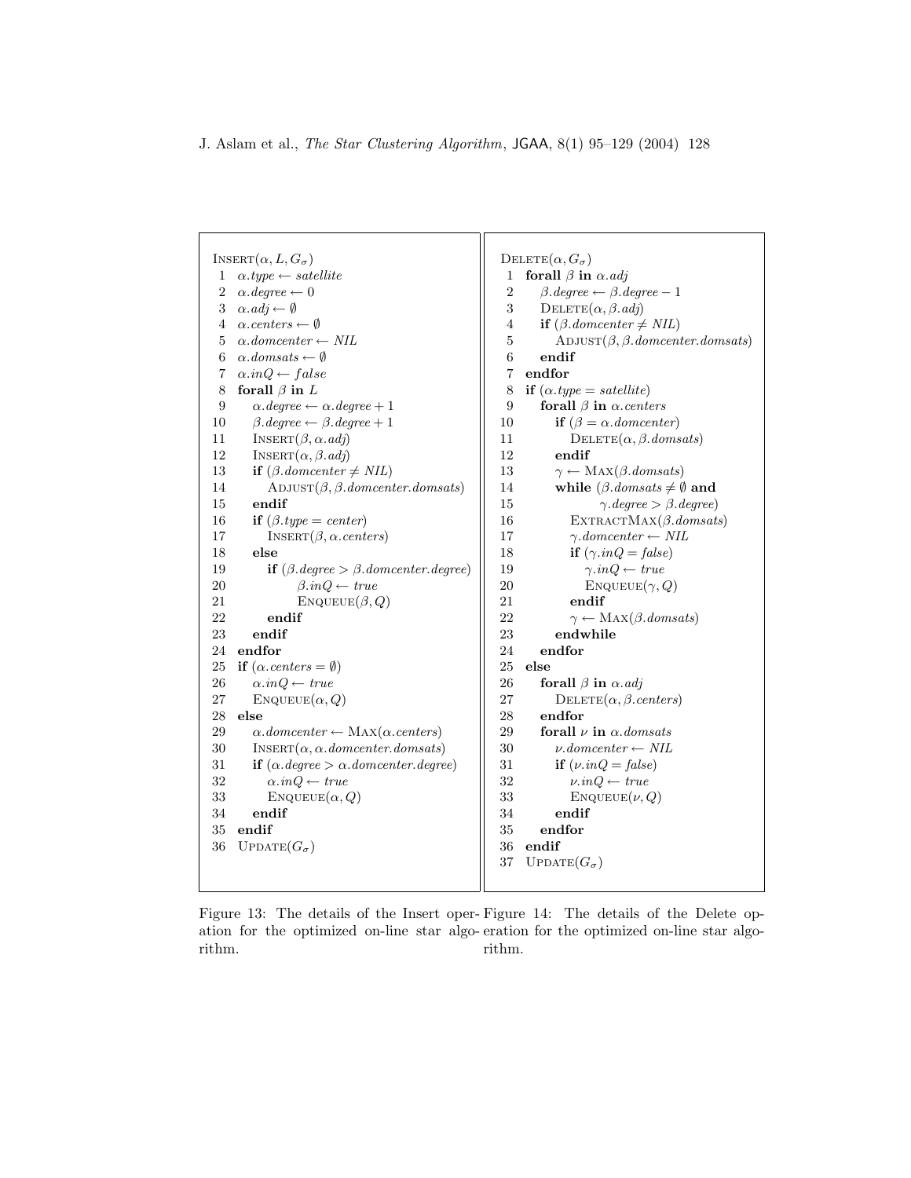```
INSERT(α, L, G_σ)
 1  α.type ← satellite
 2  α.degree ← 0
 3  α.adj ← ∅
 4  α.centers ← ∅
 5  α.domcenter ← NIL
 6  α.domsats ← ∅
 7  α.inQ ← false
 8  forall β in L
 9     α.degree ← α.degree + 1
10     β.degree ← β.degree + 1
11     INSERT(β, α.adj)
12     INSERT(α, β.adj)
13     if (β.domcenter ≠ NIL)
14        ADJUST(β, β.domcenter.domsats)
15     endif
16     if (β.type = center)
17        INSERT(β, α.centers)
18     else
19        if (β.degree > β.domcenter.degree)
20              β.inQ ← true
21              ENQUEUE(β, Q)
22        endif
23     endif
24  endfor
25  if (α.centers = ∅)
26     α.inQ ← true
27     ENQUEUE(α, Q)
28  else
29     α.domcenter ← MAX(α.centers)
30     INSERT(α, α.domcenter.domsats)
31     if (α.degree > α.domcenter.degree)
32        α.inQ ← true
33        ENQUEUE(α, Q)
34     endif
35  endif
36  UPDATE(G_σ)
```

Figure 13: The details of the Insert operation for the optimized on-line star algorithm.

```
DELETE(α, G_σ)
 1  forall β in α.adj
 2     β.degree ← β.degree − 1
 3     DELETE(α, β.adj)
 4     if (β.domcenter ≠ NIL)
 5        ADJUST(β, β.domcenter.domsats)
 6     endif
 7  endfor
 8  if (α.type = satellite)
 9     forall β in α.centers
10        if (β = α.domcenter)
11           DELETE(α, β.domsats)
12        endif
13        γ ← MAX(β.domsats)
14        while (β.domsats ≠ ∅ and
15                 γ.degree > β.degree)
16           EXTRACTMAX(β.domsats)
17           γ.domcenter ← NIL
18           if (γ.inQ = false)
19              γ.inQ ← true
20              ENQUEUE(γ, Q)
21           endif
22           γ ← MAX(β.domsats)
23        endwhile
24     endfor
25  else
26     forall β in α.adj
27        DELETE(α, β.centers)
28     endfor
29     forall ν in α.domsats
30        ν.domcenter ← NIL
31        if (ν.inQ = false)
32           ν.inQ ← true
33           ENQUEUE(ν, Q)
34        endif
35     endfor
36  endif
37  UPDATE(G_σ)
```

Figure 14: The details of the Delete operation for the optimized on-line star algorithm.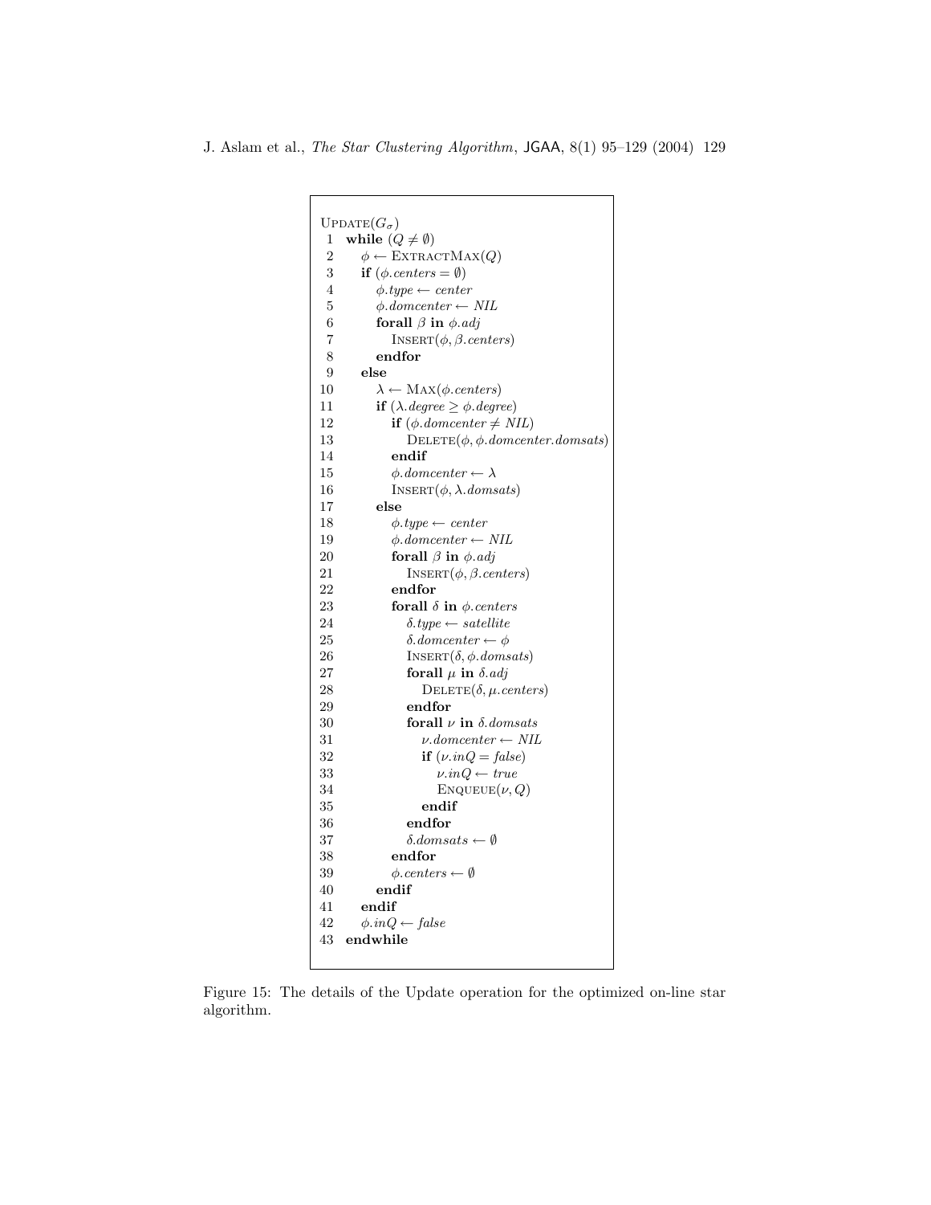```
UPDATE(G_σ)
 1  while (Q ≠ ∅)
 2     φ ← EXTRACTMAX(Q)
 3     if (φ.centers = ∅)
 4        φ.type ← center
 5        φ.domcenter ← NIL
 6        forall β in φ.adj
 7           INSERT(φ, β.centers)
 8        endfor
 9     else
10        λ ← MAX(φ.centers)
11        if (λ.degree ≥ φ.degree)
12           if (φ.domcenter ≠ NIL)
13              DELETE(φ, φ.domcenter.domsats)
14           endif
15           φ.domcenter ← λ
16           INSERT(φ, λ.domsats)
17        else
18           φ.type ← center
19           φ.domcenter ← NIL
20           forall β in φ.adj
21              INSERT(φ, β.centers)
22           endfor
23           forall δ in φ.centers
24              δ.type ← satellite
25              δ.domcenter ← φ
26              INSERT(δ, φ.domsats)
27              forall μ in δ.adj
28                 DELETE(δ, μ.centers)
29              endfor
30              forall ν in δ.domsats
31                 ν.domcenter ← NIL
32                 if (ν.inQ = false)
33                    ν.inQ ← true
34                    ENQUEUE(ν, Q)
35                 endif
36              endfor
37              δ.domsats ← ∅
38           endfor
39           φ.centers ← ∅
40        endif
41     endif
42     φ.inQ ← false
43  endwhile
```

Figure 15: The details of the Update operation for the optimized on-line star algorithm.